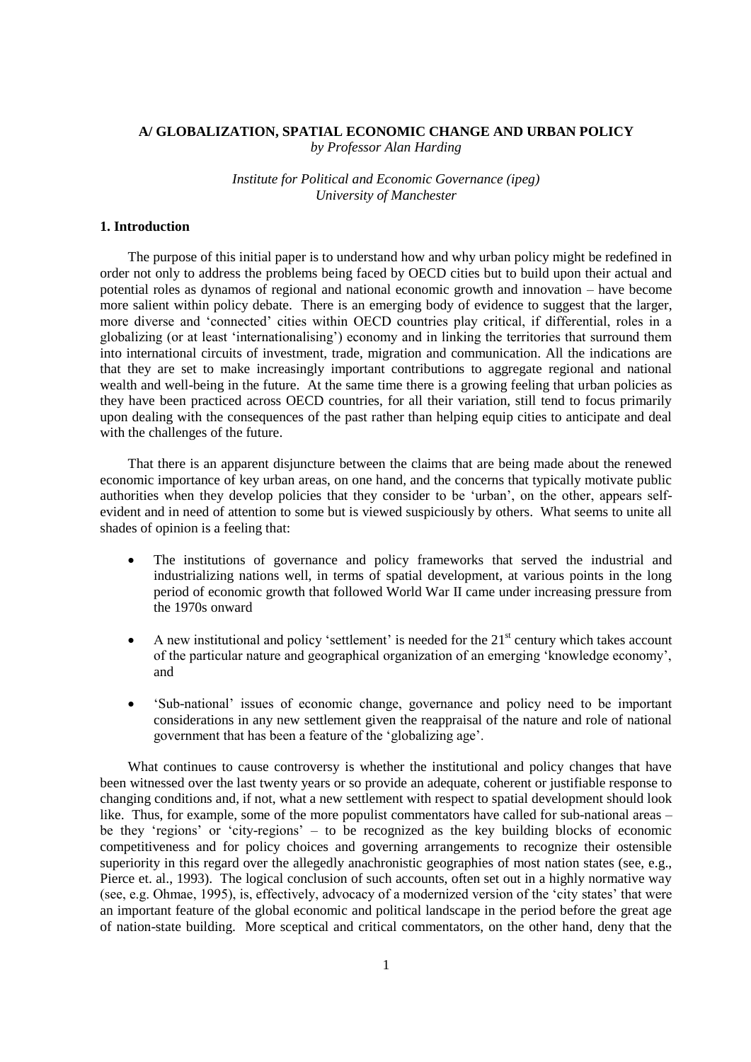## A/ GLOBALIZATION, SPATIAL ECONOMIC CHANGE AND URBAN POLICY

*by Professor Alan Harding*

*Institute for Political and Economic Governance (ipeg)*
*University of Manchester*

### 1. Introduction

The purpose of this initial paper is to understand how and why urban policy might be redefined in order not only to address the problems being faced by OECD cities but to build upon their actual and potential roles as dynamos of regional and national economic growth and innovation – have become more salient within policy debate. There is an emerging body of evidence to suggest that the larger, more diverse and 'connected' cities within OECD countries play critical, if differential, roles in a globalizing (or at least 'internationalising') economy and in linking the territories that surround them into international circuits of investment, trade, migration and communication. All the indications are that they are set to make increasingly important contributions to aggregate regional and national wealth and well-being in the future. At the same time there is a growing feeling that urban policies as they have been practiced across OECD countries, for all their variation, still tend to focus primarily upon dealing with the consequences of the past rather than helping equip cities to anticipate and deal with the challenges of the future.

That there is an apparent disjuncture between the claims that are being made about the renewed economic importance of key urban areas, on one hand, and the concerns that typically motivate public authorities when they develop policies that they consider to be 'urban', on the other, appears self-evident and in need of attention to some but is viewed suspiciously by others. What seems to unite all shades of opinion is a feeling that:

- The institutions of governance and policy frameworks that served the industrial and industrializing nations well, in terms of spatial development, at various points in the long period of economic growth that followed World War II came under increasing pressure from the 1970s onward
- A new institutional and policy 'settlement' is needed for the 21st century which takes account of the particular nature and geographical organization of an emerging 'knowledge economy', and
- 'Sub-national' issues of economic change, governance and policy need to be important considerations in any new settlement given the reappraisal of the nature and role of national government that has been a feature of the 'globalizing age'.

What continues to cause controversy is whether the institutional and policy changes that have been witnessed over the last twenty years or so provide an adequate, coherent or justifiable response to changing conditions and, if not, what a new settlement with respect to spatial development should look like. Thus, for example, some of the more populist commentators have called for sub-national areas – be they 'regions' or 'city-regions' – to be recognized as the key building blocks of economic competitiveness and for policy choices and governing arrangements to recognize their ostensible superiority in this regard over the allegedly anachronistic geographies of most nation states (see, e.g., Pierce et. al., 1993). The logical conclusion of such accounts, often set out in a highly normative way (see, e.g. Ohmae, 1995), is, effectively, advocacy of a modernized version of the 'city states' that were an important feature of the global economic and political landscape in the period before the great age of nation-state building. More sceptical and critical commentators, on the other hand, deny that the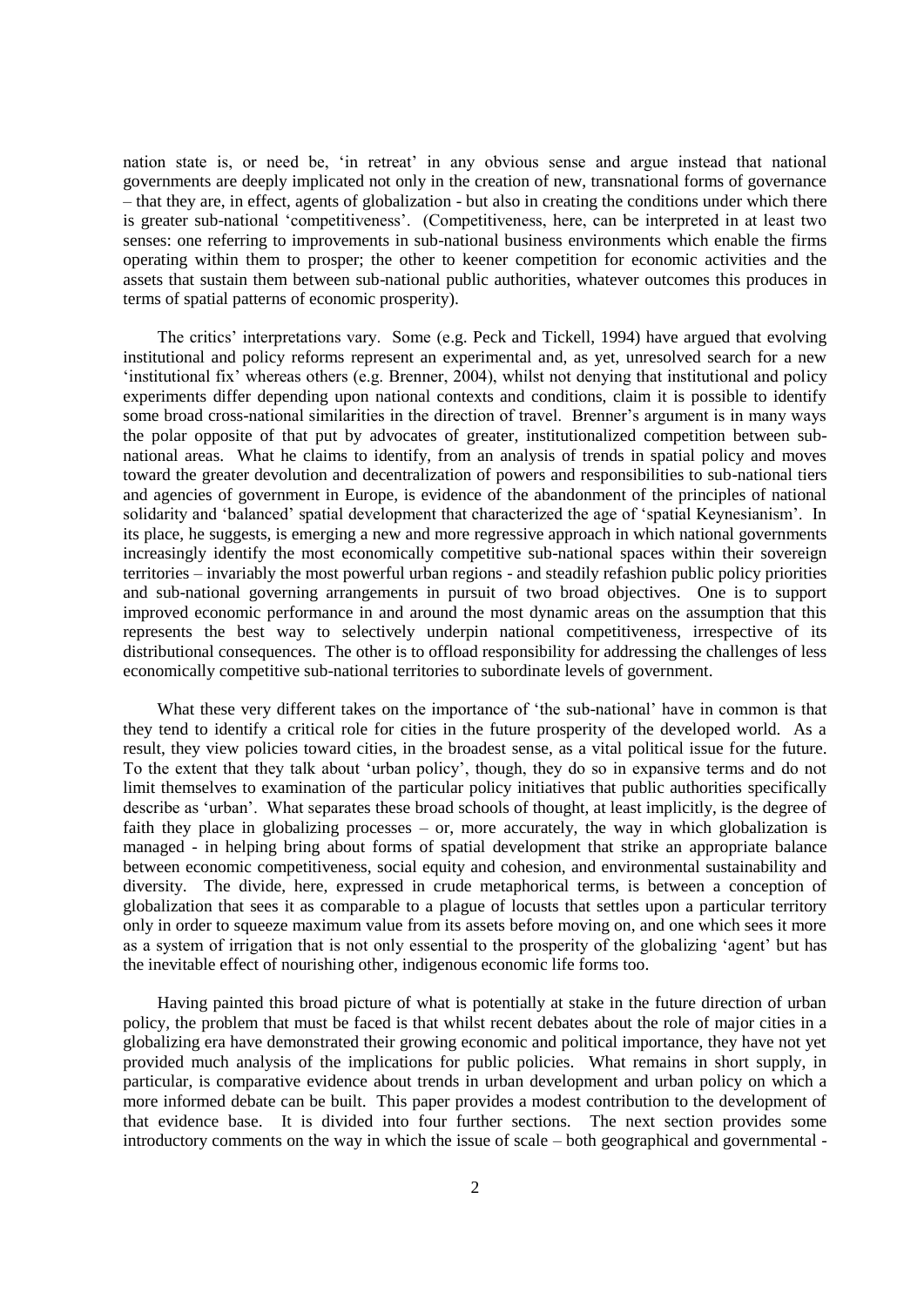nation state is, or need be, 'in retreat' in any obvious sense and argue instead that national governments are deeply implicated not only in the creation of new, transnational forms of governance – that they are, in effect, agents of globalization - but also in creating the conditions under which there is greater sub-national 'competitiveness'. (Competitiveness, here, can be interpreted in at least two senses: one referring to improvements in sub-national business environments which enable the firms operating within them to prosper; the other to keener competition for economic activities and the assets that sustain them between sub-national public authorities, whatever outcomes this produces in terms of spatial patterns of economic prosperity).

The critics' interpretations vary. Some (e.g. Peck and Tickell, 1994) have argued that evolving institutional and policy reforms represent an experimental and, as yet, unresolved search for a new 'institutional fix' whereas others (e.g. Brenner, 2004), whilst not denying that institutional and policy experiments differ depending upon national contexts and conditions, claim it is possible to identify some broad cross-national similarities in the direction of travel. Brenner's argument is in many ways the polar opposite of that put by advocates of greater, institutionalized competition between sub-national areas. What he claims to identify, from an analysis of trends in spatial policy and moves toward the greater devolution and decentralization of powers and responsibilities to sub-national tiers and agencies of government in Europe, is evidence of the abandonment of the principles of national solidarity and 'balanced' spatial development that characterized the age of 'spatial Keynesianism'. In its place, he suggests, is emerging a new and more regressive approach in which national governments increasingly identify the most economically competitive sub-national spaces within their sovereign territories – invariably the most powerful urban regions - and steadily refashion public policy priorities and sub-national governing arrangements in pursuit of two broad objectives. One is to support improved economic performance in and around the most dynamic areas on the assumption that this represents the best way to selectively underpin national competitiveness, irrespective of its distributional consequences. The other is to offload responsibility for addressing the challenges of less economically competitive sub-national territories to subordinate levels of government.

What these very different takes on the importance of 'the sub-national' have in common is that they tend to identify a critical role for cities in the future prosperity of the developed world. As a result, they view policies toward cities, in the broadest sense, as a vital political issue for the future. To the extent that they talk about 'urban policy', though, they do so in expansive terms and do not limit themselves to examination of the particular policy initiatives that public authorities specifically describe as 'urban'. What separates these broad schools of thought, at least implicitly, is the degree of faith they place in globalizing processes – or, more accurately, the way in which globalization is managed - in helping bring about forms of spatial development that strike an appropriate balance between economic competitiveness, social equity and cohesion, and environmental sustainability and diversity. The divide, here, expressed in crude metaphorical terms, is between a conception of globalization that sees it as comparable to a plague of locusts that settles upon a particular territory only in order to squeeze maximum value from its assets before moving on, and one which sees it more as a system of irrigation that is not only essential to the prosperity of the globalizing 'agent' but has the inevitable effect of nourishing other, indigenous economic life forms too.

Having painted this broad picture of what is potentially at stake in the future direction of urban policy, the problem that must be faced is that whilst recent debates about the role of major cities in a globalizing era have demonstrated their growing economic and political importance, they have not yet provided much analysis of the implications for public policies. What remains in short supply, in particular, is comparative evidence about trends in urban development and urban policy on which a more informed debate can be built. This paper provides a modest contribution to the development of that evidence base. It is divided into four further sections. The next section provides some introductory comments on the way in which the issue of scale – both geographical and governmental -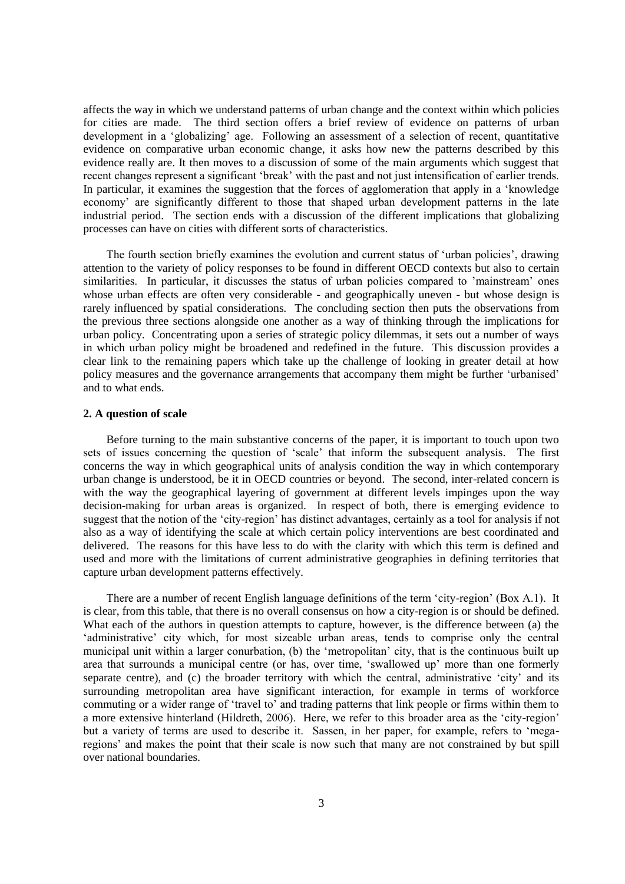affects the way in which we understand patterns of urban change and the context within which policies for cities are made. The third section offers a brief review of evidence on patterns of urban development in a 'globalizing' age. Following an assessment of a selection of recent, quantitative evidence on comparative urban economic change, it asks how new the patterns described by this evidence really are. It then moves to a discussion of some of the main arguments which suggest that recent changes represent a significant 'break' with the past and not just intensification of earlier trends. In particular, it examines the suggestion that the forces of agglomeration that apply in a 'knowledge economy' are significantly different to those that shaped urban development patterns in the late industrial period. The section ends with a discussion of the different implications that globalizing processes can have on cities with different sorts of characteristics.

The fourth section briefly examines the evolution and current status of 'urban policies', drawing attention to the variety of policy responses to be found in different OECD contexts but also to certain similarities. In particular, it discusses the status of urban policies compared to 'mainstream' ones whose urban effects are often very considerable - and geographically uneven - but whose design is rarely influenced by spatial considerations. The concluding section then puts the observations from the previous three sections alongside one another as a way of thinking through the implications for urban policy. Concentrating upon a series of strategic policy dilemmas, it sets out a number of ways in which urban policy might be broadened and redefined in the future. This discussion provides a clear link to the remaining papers which take up the challenge of looking in greater detail at how policy measures and the governance arrangements that accompany them might be further 'urbanised' and to what ends.

## 2. A question of scale

Before turning to the main substantive concerns of the paper, it is important to touch upon two sets of issues concerning the question of 'scale' that inform the subsequent analysis. The first concerns the way in which geographical units of analysis condition the way in which contemporary urban change is understood, be it in OECD countries or beyond. The second, inter-related concern is with the way the geographical layering of government at different levels impinges upon the way decision-making for urban areas is organized. In respect of both, there is emerging evidence to suggest that the notion of the 'city-region' has distinct advantages, certainly as a tool for analysis if not also as a way of identifying the scale at which certain policy interventions are best coordinated and delivered. The reasons for this have less to do with the clarity with which this term is defined and used and more with the limitations of current administrative geographies in defining territories that capture urban development patterns effectively.

There are a number of recent English language definitions of the term 'city-region' (Box A.1). It is clear, from this table, that there is no overall consensus on how a city-region is or should be defined. What each of the authors in question attempts to capture, however, is the difference between (a) the 'administrative' city which, for most sizeable urban areas, tends to comprise only the central municipal unit within a larger conurbation, (b) the 'metropolitan' city, that is the continuous built up area that surrounds a municipal centre (or has, over time, 'swallowed up' more than one formerly separate centre), and (c) the broader territory with which the central, administrative 'city' and its surrounding metropolitan area have significant interaction, for example in terms of workforce commuting or a wider range of 'travel to' and trading patterns that link people or firms within them to a more extensive hinterland (Hildreth, 2006). Here, we refer to this broader area as the 'city-region' but a variety of terms are used to describe it. Sassen, in her paper, for example, refers to 'mega-regions' and makes the point that their scale is now such that many are not constrained by but spill over national boundaries.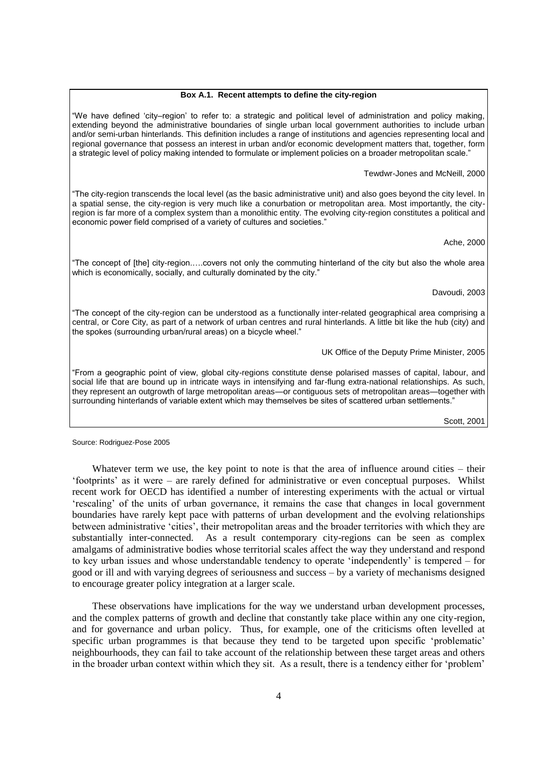**Box A.1. Recent attempts to define the city-region**

"We have defined 'city–region' to refer to: a strategic and political level of administration and policy making, extending beyond the administrative boundaries of single urban local government authorities to include urban and/or semi-urban hinterlands. This definition includes a range of institutions and agencies representing local and regional governance that possess an interest in urban and/or economic development matters that, together, form a strategic level of policy making intended to formulate or implement policies on a broader metropolitan scale."

Tewdwr-Jones and McNeill, 2000

"The city-region transcends the local level (as the basic administrative unit) and also goes beyond the city level. In a spatial sense, the city-region is very much like a conurbation or metropolitan area. Most importantly, the city-region is far more of a complex system than a monolithic entity. The evolving city-region constitutes a political and economic power field comprised of a variety of cultures and societies."

Ache, 2000

"The concept of [the] city-region…..covers not only the commuting hinterland of the city but also the whole area which is economically, socially, and culturally dominated by the city."

Davoudi, 2003

"The concept of the city-region can be understood as a functionally inter-related geographical area comprising a central, or Core City, as part of a network of urban centres and rural hinterlands. A little bit like the hub (city) and the spokes (surrounding urban/rural areas) on a bicycle wheel."

UK Office of the Deputy Prime Minister, 2005

"From a geographic point of view, global city-regions constitute dense polarised masses of capital, labour, and social life that are bound up in intricate ways in intensifying and far-flung extra-national relationships. As such, they represent an outgrowth of large metropolitan areas—or contiguous sets of metropolitan areas—together with surrounding hinterlands of variable extent which may themselves be sites of scattered urban settlements."

Scott, 2001

Source: Rodriguez-Pose 2005

Whatever term we use, the key point to note is that the area of influence around cities – their 'footprints' as it were – are rarely defined for administrative or even conceptual purposes. Whilst recent work for OECD has identified a number of interesting experiments with the actual or virtual 'rescaling' of the units of urban governance, it remains the case that changes in local government boundaries have rarely kept pace with patterns of urban development and the evolving relationships between administrative 'cities', their metropolitan areas and the broader territories with which they are substantially inter-connected. As a result contemporary city-regions can be seen as complex amalgams of administrative bodies whose territorial scales affect the way they understand and respond to key urban issues and whose understandable tendency to operate 'independently' is tempered – for good or ill and with varying degrees of seriousness and success – by a variety of mechanisms designed to encourage greater policy integration at a larger scale.

These observations have implications for the way we understand urban development processes, and the complex patterns of growth and decline that constantly take place within any one city-region, and for governance and urban policy. Thus, for example, one of the criticisms often levelled at specific urban programmes is that because they tend to be targeted upon specific 'problematic' neighbourhoods, they can fail to take account of the relationship between these target areas and others in the broader urban context within which they sit. As a result, there is a tendency either for 'problem'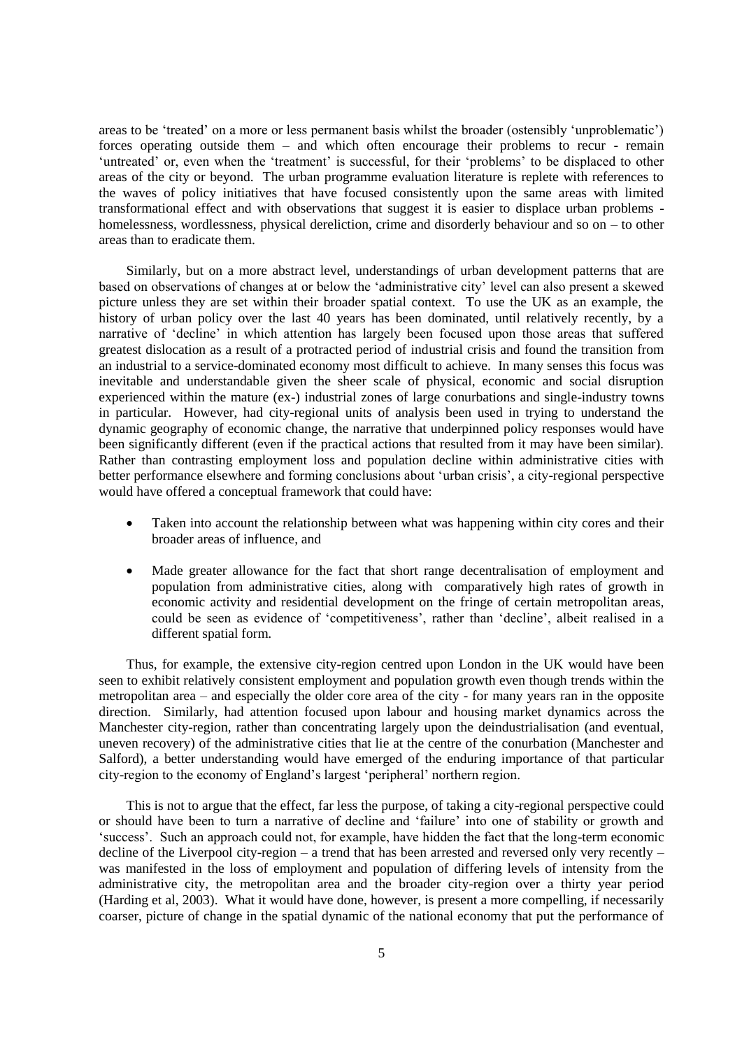areas to be 'treated' on a more or less permanent basis whilst the broader (ostensibly 'unproblematic') forces operating outside them – and which often encourage their problems to recur - remain 'untreated' or, even when the 'treatment' is successful, for their 'problems' to be displaced to other areas of the city or beyond. The urban programme evaluation literature is replete with references to the waves of policy initiatives that have focused consistently upon the same areas with limited transformational effect and with observations that suggest it is easier to displace urban problems - homelessness, wordlessness, physical dereliction, crime and disorderly behaviour and so on – to other areas than to eradicate them.

Similarly, but on a more abstract level, understandings of urban development patterns that are based on observations of changes at or below the 'administrative city' level can also present a skewed picture unless they are set within their broader spatial context. To use the UK as an example, the history of urban policy over the last 40 years has been dominated, until relatively recently, by a narrative of 'decline' in which attention has largely been focused upon those areas that suffered greatest dislocation as a result of a protracted period of industrial crisis and found the transition from an industrial to a service-dominated economy most difficult to achieve. In many senses this focus was inevitable and understandable given the sheer scale of physical, economic and social disruption experienced within the mature (ex-) industrial zones of large conurbations and single-industry towns in particular. However, had city-regional units of analysis been used in trying to understand the dynamic geography of economic change, the narrative that underpinned policy responses would have been significantly different (even if the practical actions that resulted from it may have been similar). Rather than contrasting employment loss and population decline within administrative cities with better performance elsewhere and forming conclusions about 'urban crisis', a city-regional perspective would have offered a conceptual framework that could have:

- Taken into account the relationship between what was happening within city cores and their broader areas of influence, and
- Made greater allowance for the fact that short range decentralisation of employment and population from administrative cities, along with comparatively high rates of growth in economic activity and residential development on the fringe of certain metropolitan areas, could be seen as evidence of 'competitiveness', rather than 'decline', albeit realised in a different spatial form.

Thus, for example, the extensive city-region centred upon London in the UK would have been seen to exhibit relatively consistent employment and population growth even though trends within the metropolitan area – and especially the older core area of the city - for many years ran in the opposite direction. Similarly, had attention focused upon labour and housing market dynamics across the Manchester city-region, rather than concentrating largely upon the deindustrialisation (and eventual, uneven recovery) of the administrative cities that lie at the centre of the conurbation (Manchester and Salford), a better understanding would have emerged of the enduring importance of that particular city-region to the economy of England's largest 'peripheral' northern region.

This is not to argue that the effect, far less the purpose, of taking a city-regional perspective could or should have been to turn a narrative of decline and 'failure' into one of stability or growth and 'success'. Such an approach could not, for example, have hidden the fact that the long-term economic decline of the Liverpool city-region – a trend that has been arrested and reversed only very recently – was manifested in the loss of employment and population of differing levels of intensity from the administrative city, the metropolitan area and the broader city-region over a thirty year period (Harding et al, 2003). What it would have done, however, is present a more compelling, if necessarily coarser, picture of change in the spatial dynamic of the national economy that put the performance of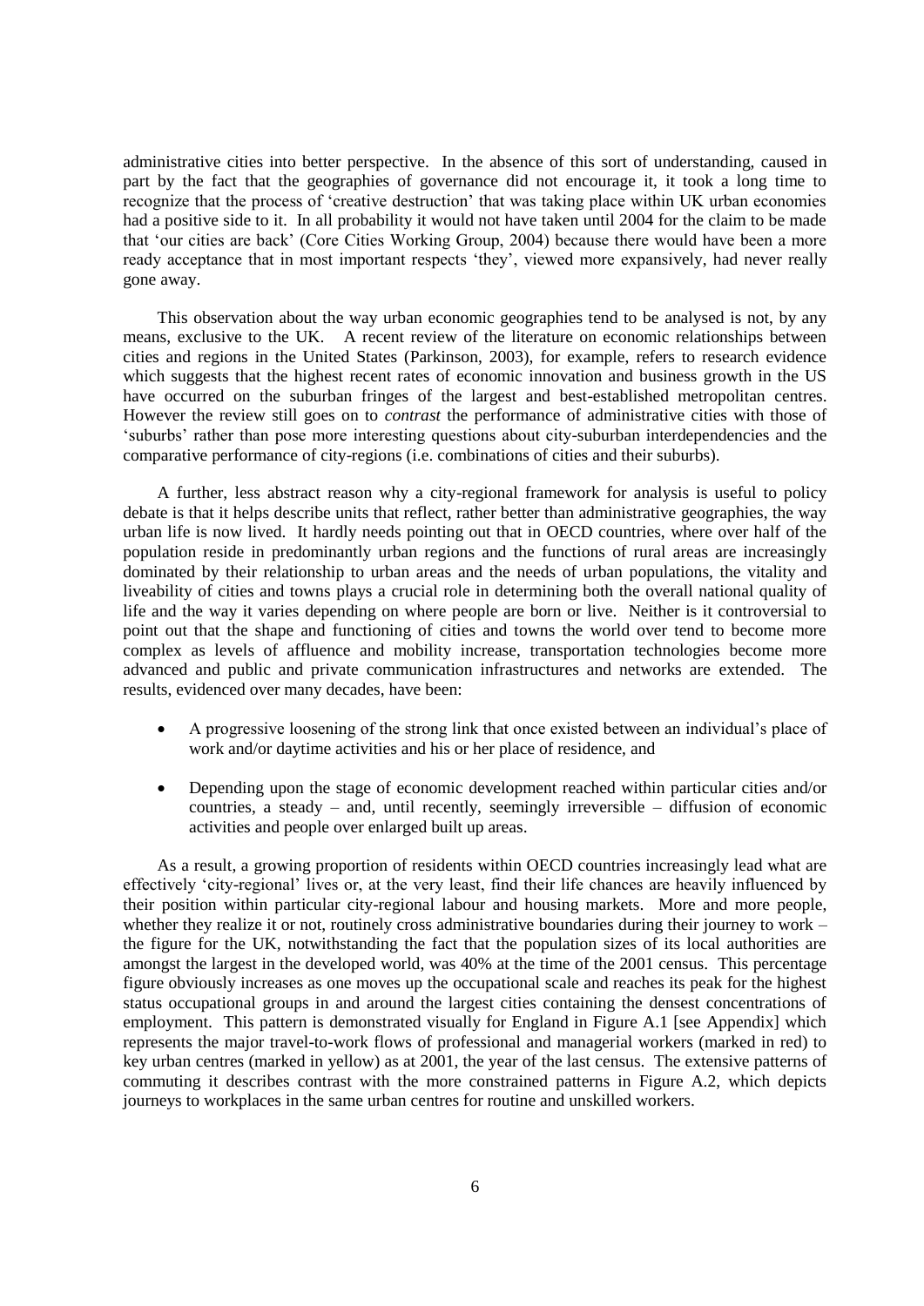administrative cities into better perspective. In the absence of this sort of understanding, caused in part by the fact that the geographies of governance did not encourage it, it took a long time to recognize that the process of 'creative destruction' that was taking place within UK urban economies had a positive side to it. In all probability it would not have taken until 2004 for the claim to be made that 'our cities are back' (Core Cities Working Group, 2004) because there would have been a more ready acceptance that in most important respects 'they', viewed more expansively, had never really gone away.

This observation about the way urban economic geographies tend to be analysed is not, by any means, exclusive to the UK. A recent review of the literature on economic relationships between cities and regions in the United States (Parkinson, 2003), for example, refers to research evidence which suggests that the highest recent rates of economic innovation and business growth in the US have occurred on the suburban fringes of the largest and best-established metropolitan centres. However the review still goes on to *contrast* the performance of administrative cities with those of 'suburbs' rather than pose more interesting questions about city-suburban interdependencies and the comparative performance of city-regions (i.e. combinations of cities and their suburbs).

A further, less abstract reason why a city-regional framework for analysis is useful to policy debate is that it helps describe units that reflect, rather better than administrative geographies, the way urban life is now lived. It hardly needs pointing out that in OECD countries, where over half of the population reside in predominantly urban regions and the functions of rural areas are increasingly dominated by their relationship to urban areas and the needs of urban populations, the vitality and liveability of cities and towns plays a crucial role in determining both the overall national quality of life and the way it varies depending on where people are born or live. Neither is it controversial to point out that the shape and functioning of cities and towns the world over tend to become more complex as levels of affluence and mobility increase, transportation technologies become more advanced and public and private communication infrastructures and networks are extended. The results, evidenced over many decades, have been:

- A progressive loosening of the strong link that once existed between an individual's place of work and/or daytime activities and his or her place of residence, and
- Depending upon the stage of economic development reached within particular cities and/or countries, a steady – and, until recently, seemingly irreversible – diffusion of economic activities and people over enlarged built up areas.

As a result, a growing proportion of residents within OECD countries increasingly lead what are effectively 'city-regional' lives or, at the very least, find their life chances are heavily influenced by their position within particular city-regional labour and housing markets. More and more people, whether they realize it or not, routinely cross administrative boundaries during their journey to work – the figure for the UK, notwithstanding the fact that the population sizes of its local authorities are amongst the largest in the developed world, was 40% at the time of the 2001 census. This percentage figure obviously increases as one moves up the occupational scale and reaches its peak for the highest status occupational groups in and around the largest cities containing the densest concentrations of employment. This pattern is demonstrated visually for England in Figure A.1 [see Appendix] which represents the major travel-to-work flows of professional and managerial workers (marked in red) to key urban centres (marked in yellow) as at 2001, the year of the last census. The extensive patterns of commuting it describes contrast with the more constrained patterns in Figure A.2, which depicts journeys to workplaces in the same urban centres for routine and unskilled workers.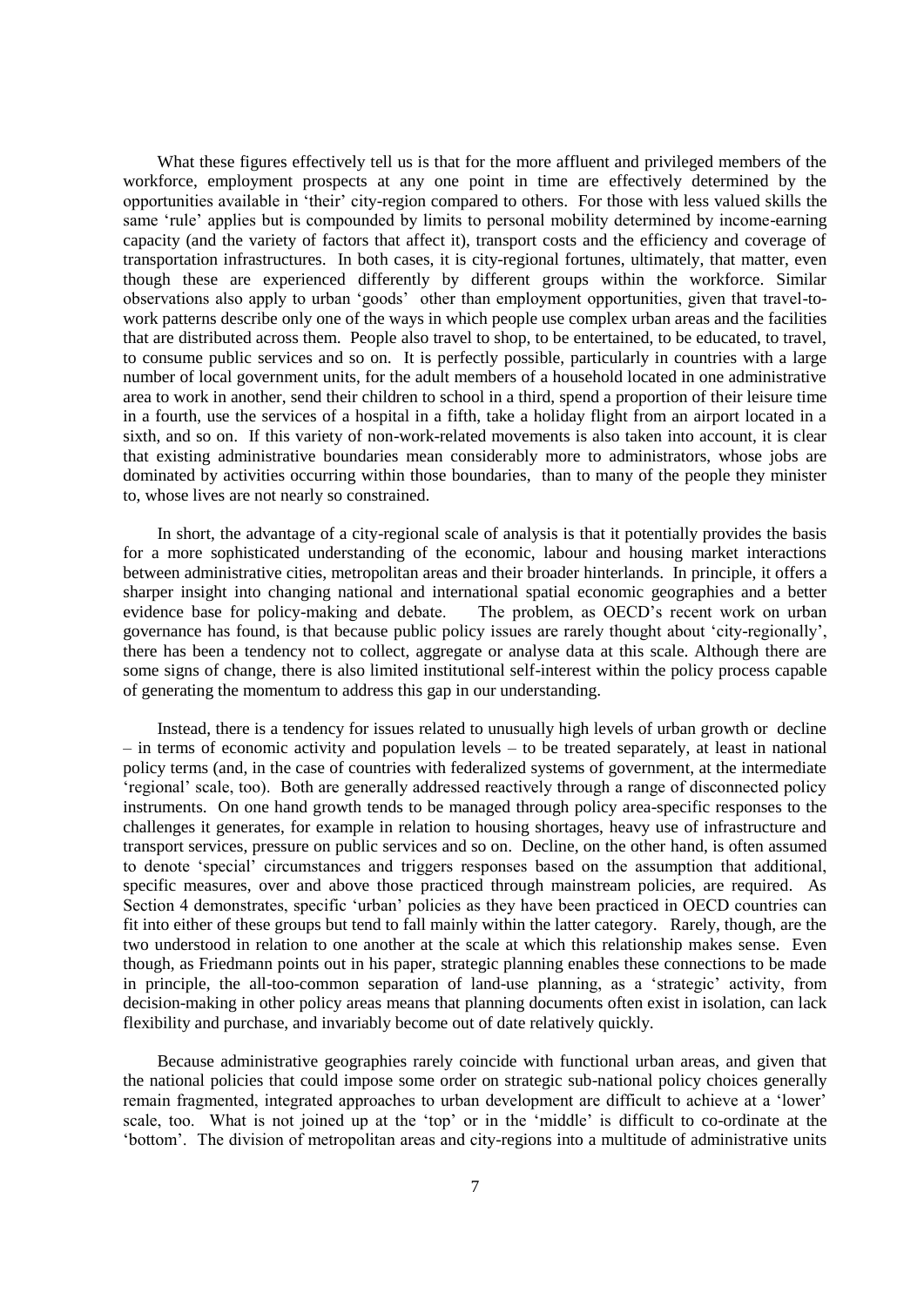What these figures effectively tell us is that for the more affluent and privileged members of the workforce, employment prospects at any one point in time are effectively determined by the opportunities available in 'their' city-region compared to others. For those with less valued skills the same 'rule' applies but is compounded by limits to personal mobility determined by income-earning capacity (and the variety of factors that affect it), transport costs and the efficiency and coverage of transportation infrastructures. In both cases, it is city-regional fortunes, ultimately, that matter, even though these are experienced differently by different groups within the workforce. Similar observations also apply to urban 'goods' other than employment opportunities, given that travel-to-work patterns describe only one of the ways in which people use complex urban areas and the facilities that are distributed across them. People also travel to shop, to be entertained, to be educated, to travel, to consume public services and so on. It is perfectly possible, particularly in countries with a large number of local government units, for the adult members of a household located in one administrative area to work in another, send their children to school in a third, spend a proportion of their leisure time in a fourth, use the services of a hospital in a fifth, take a holiday flight from an airport located in a sixth, and so on. If this variety of non-work-related movements is also taken into account, it is clear that existing administrative boundaries mean considerably more to administrators, whose jobs are dominated by activities occurring within those boundaries, than to many of the people they minister to, whose lives are not nearly so constrained.

In short, the advantage of a city-regional scale of analysis is that it potentially provides the basis for a more sophisticated understanding of the economic, labour and housing market interactions between administrative cities, metropolitan areas and their broader hinterlands. In principle, it offers a sharper insight into changing national and international spatial economic geographies and a better evidence base for policy-making and debate. The problem, as OECD's recent work on urban governance has found, is that because public policy issues are rarely thought about 'city-regionally', there has been a tendency not to collect, aggregate or analyse data at this scale. Although there are some signs of change, there is also limited institutional self-interest within the policy process capable of generating the momentum to address this gap in our understanding.

Instead, there is a tendency for issues related to unusually high levels of urban growth or decline – in terms of economic activity and population levels – to be treated separately, at least in national policy terms (and, in the case of countries with federalized systems of government, at the intermediate 'regional' scale, too). Both are generally addressed reactively through a range of disconnected policy instruments. On one hand growth tends to be managed through policy area-specific responses to the challenges it generates, for example in relation to housing shortages, heavy use of infrastructure and transport services, pressure on public services and so on. Decline, on the other hand, is often assumed to denote 'special' circumstances and triggers responses based on the assumption that additional, specific measures, over and above those practiced through mainstream policies, are required. As Section 4 demonstrates, specific 'urban' policies as they have been practiced in OECD countries can fit into either of these groups but tend to fall mainly within the latter category. Rarely, though, are the two understood in relation to one another at the scale at which this relationship makes sense. Even though, as Friedmann points out in his paper, strategic planning enables these connections to be made in principle, the all-too-common separation of land-use planning, as a 'strategic' activity, from decision-making in other policy areas means that planning documents often exist in isolation, can lack flexibility and purchase, and invariably become out of date relatively quickly.

Because administrative geographies rarely coincide with functional urban areas, and given that the national policies that could impose some order on strategic sub-national policy choices generally remain fragmented, integrated approaches to urban development are difficult to achieve at a 'lower' scale, too. What is not joined up at the 'top' or in the 'middle' is difficult to co-ordinate at the 'bottom'. The division of metropolitan areas and city-regions into a multitude of administrative units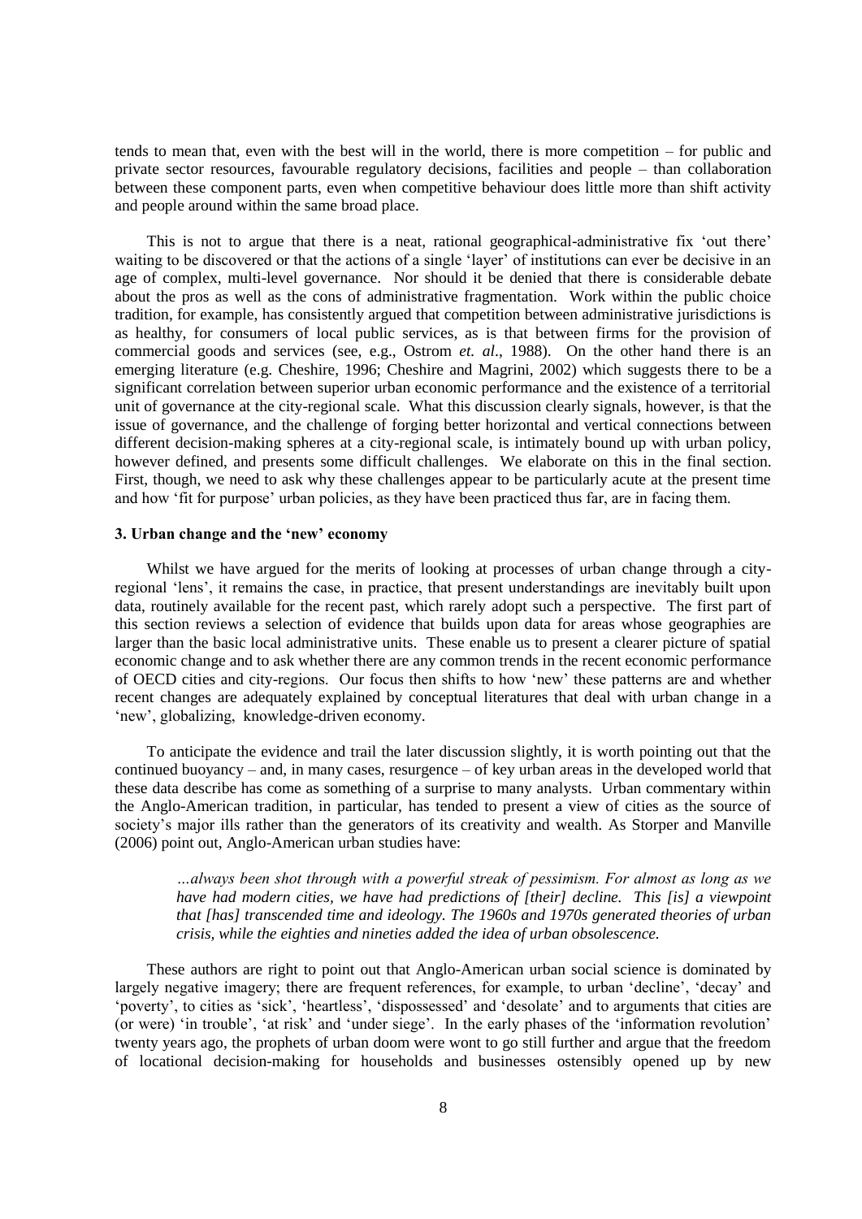tends to mean that, even with the best will in the world, there is more competition – for public and private sector resources, favourable regulatory decisions, facilities and people – than collaboration between these component parts, even when competitive behaviour does little more than shift activity and people around within the same broad place.

This is not to argue that there is a neat, rational geographical-administrative fix 'out there' waiting to be discovered or that the actions of a single 'layer' of institutions can ever be decisive in an age of complex, multi-level governance. Nor should it be denied that there is considerable debate about the pros as well as the cons of administrative fragmentation. Work within the public choice tradition, for example, has consistently argued that competition between administrative jurisdictions is as healthy, for consumers of local public services, as is that between firms for the provision of commercial goods and services (see, e.g., Ostrom *et. al*., 1988). On the other hand there is an emerging literature (e.g. Cheshire, 1996; Cheshire and Magrini, 2002) which suggests there to be a significant correlation between superior urban economic performance and the existence of a territorial unit of governance at the city-regional scale. What this discussion clearly signals, however, is that the issue of governance, and the challenge of forging better horizontal and vertical connections between different decision-making spheres at a city-regional scale, is intimately bound up with urban policy, however defined, and presents some difficult challenges. We elaborate on this in the final section. First, though, we need to ask why these challenges appear to be particularly acute at the present time and how 'fit for purpose' urban policies, as they have been practiced thus far, are in facing them.

### 3. Urban change and the 'new' economy

Whilst we have argued for the merits of looking at processes of urban change through a city-regional 'lens', it remains the case, in practice, that present understandings are inevitably built upon data, routinely available for the recent past, which rarely adopt such a perspective. The first part of this section reviews a selection of evidence that builds upon data for areas whose geographies are larger than the basic local administrative units. These enable us to present a clearer picture of spatial economic change and to ask whether there are any common trends in the recent economic performance of OECD cities and city-regions. Our focus then shifts to how 'new' these patterns are and whether recent changes are adequately explained by conceptual literatures that deal with urban change in a 'new', globalizing, knowledge-driven economy.

To anticipate the evidence and trail the later discussion slightly, it is worth pointing out that the continued buoyancy – and, in many cases, resurgence – of key urban areas in the developed world that these data describe has come as something of a surprise to many analysts. Urban commentary within the Anglo-American tradition, in particular, has tended to present a view of cities as the source of society's major ills rather than the generators of its creativity and wealth. As Storper and Manville (2006) point out, Anglo-American urban studies have:

> *…always been shot through with a powerful streak of pessimism. For almost as long as we have had modern cities, we have had predictions of [their] decline. This [is] a viewpoint that [has] transcended time and ideology. The 1960s and 1970s generated theories of urban crisis, while the eighties and nineties added the idea of urban obsolescence.*

These authors are right to point out that Anglo-American urban social science is dominated by largely negative imagery; there are frequent references, for example, to urban 'decline', 'decay' and 'poverty', to cities as 'sick', 'heartless', 'dispossessed' and 'desolate' and to arguments that cities are (or were) 'in trouble', 'at risk' and 'under siege'. In the early phases of the 'information revolution' twenty years ago, the prophets of urban doom were wont to go still further and argue that the freedom of locational decision-making for households and businesses ostensibly opened up by new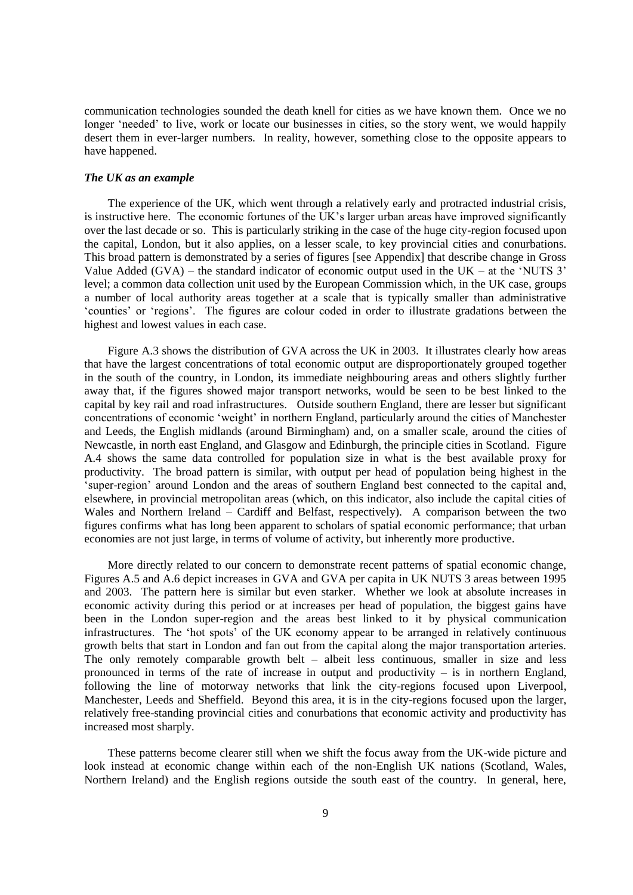communication technologies sounded the death knell for cities as we have known them. Once we no longer 'needed' to live, work or locate our businesses in cities, so the story went, we would happily desert them in ever-larger numbers. In reality, however, something close to the opposite appears to have happened.

### *The UK as an example*

The experience of the UK, which went through a relatively early and protracted industrial crisis, is instructive here. The economic fortunes of the UK's larger urban areas have improved significantly over the last decade or so. This is particularly striking in the case of the huge city-region focused upon the capital, London, but it also applies, on a lesser scale, to key provincial cities and conurbations. This broad pattern is demonstrated by a series of figures [see Appendix] that describe change in Gross Value Added (GVA) – the standard indicator of economic output used in the UK – at the 'NUTS 3' level; a common data collection unit used by the European Commission which, in the UK case, groups a number of local authority areas together at a scale that is typically smaller than administrative 'counties' or 'regions'. The figures are colour coded in order to illustrate gradations between the highest and lowest values in each case.

Figure A.3 shows the distribution of GVA across the UK in 2003. It illustrates clearly how areas that have the largest concentrations of total economic output are disproportionately grouped together in the south of the country, in London, its immediate neighbouring areas and others slightly further away that, if the figures showed major transport networks, would be seen to be best linked to the capital by key rail and road infrastructures. Outside southern England, there are lesser but significant concentrations of economic 'weight' in northern England, particularly around the cities of Manchester and Leeds, the English midlands (around Birmingham) and, on a smaller scale, around the cities of Newcastle, in north east England, and Glasgow and Edinburgh, the principle cities in Scotland. Figure A.4 shows the same data controlled for population size in what is the best available proxy for productivity. The broad pattern is similar, with output per head of population being highest in the 'super-region' around London and the areas of southern England best connected to the capital and, elsewhere, in provincial metropolitan areas (which, on this indicator, also include the capital cities of Wales and Northern Ireland – Cardiff and Belfast, respectively). A comparison between the two figures confirms what has long been apparent to scholars of spatial economic performance; that urban economies are not just large, in terms of volume of activity, but inherently more productive.

More directly related to our concern to demonstrate recent patterns of spatial economic change, Figures A.5 and A.6 depict increases in GVA and GVA per capita in UK NUTS 3 areas between 1995 and 2003. The pattern here is similar but even starker. Whether we look at absolute increases in economic activity during this period or at increases per head of population, the biggest gains have been in the London super-region and the areas best linked to it by physical communication infrastructures. The 'hot spots' of the UK economy appear to be arranged in relatively continuous growth belts that start in London and fan out from the capital along the major transportation arteries. The only remotely comparable growth belt – albeit less continuous, smaller in size and less pronounced in terms of the rate of increase in output and productivity – is in northern England, following the line of motorway networks that link the city-regions focused upon Liverpool, Manchester, Leeds and Sheffield. Beyond this area, it is in the city-regions focused upon the larger, relatively free-standing provincial cities and conurbations that economic activity and productivity has increased most sharply.

These patterns become clearer still when we shift the focus away from the UK-wide picture and look instead at economic change within each of the non-English UK nations (Scotland, Wales, Northern Ireland) and the English regions outside the south east of the country. In general, here,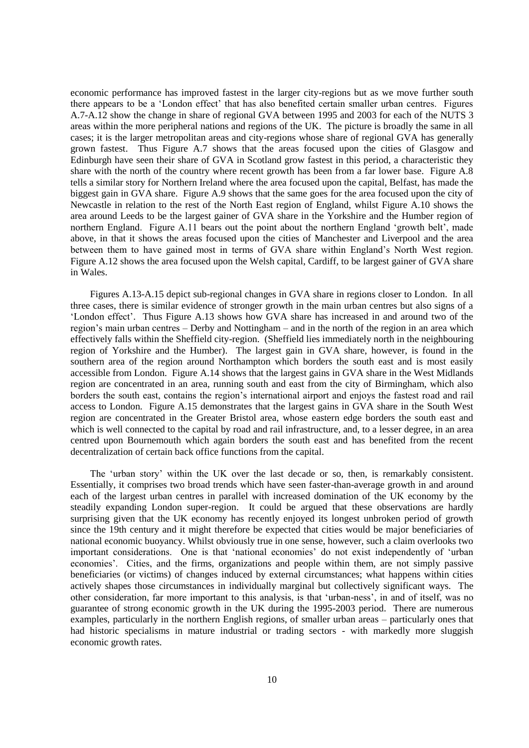economic performance has improved fastest in the larger city-regions but as we move further south there appears to be a 'London effect' that has also benefited certain smaller urban centres. Figures A.7-A.12 show the change in share of regional GVA between 1995 and 2003 for each of the NUTS 3 areas within the more peripheral nations and regions of the UK. The picture is broadly the same in all cases; it is the larger metropolitan areas and city-regions whose share of regional GVA has generally grown fastest. Thus Figure A.7 shows that the areas focused upon the cities of Glasgow and Edinburgh have seen their share of GVA in Scotland grow fastest in this period, a characteristic they share with the north of the country where recent growth has been from a far lower base. Figure A.8 tells a similar story for Northern Ireland where the area focused upon the capital, Belfast, has made the biggest gain in GVA share. Figure A.9 shows that the same goes for the area focused upon the city of Newcastle in relation to the rest of the North East region of England, whilst Figure A.10 shows the area around Leeds to be the largest gainer of GVA share in the Yorkshire and the Humber region of northern England. Figure A.11 bears out the point about the northern England 'growth belt', made above, in that it shows the areas focused upon the cities of Manchester and Liverpool and the area between them to have gained most in terms of GVA share within England's North West region. Figure A.12 shows the area focused upon the Welsh capital, Cardiff, to be largest gainer of GVA share in Wales.

Figures A.13-A.15 depict sub-regional changes in GVA share in regions closer to London. In all three cases, there is similar evidence of stronger growth in the main urban centres but also signs of a 'London effect'. Thus Figure A.13 shows how GVA share has increased in and around two of the region's main urban centres – Derby and Nottingham – and in the north of the region in an area which effectively falls within the Sheffield city-region. (Sheffield lies immediately north in the neighbouring region of Yorkshire and the Humber). The largest gain in GVA share, however, is found in the southern area of the region around Northampton which borders the south east and is most easily accessible from London. Figure A.14 shows that the largest gains in GVA share in the West Midlands region are concentrated in an area, running south and east from the city of Birmingham, which also borders the south east, contains the region's international airport and enjoys the fastest road and rail access to London. Figure A.15 demonstrates that the largest gains in GVA share in the South West region are concentrated in the Greater Bristol area, whose eastern edge borders the south east and which is well connected to the capital by road and rail infrastructure, and, to a lesser degree, in an area centred upon Bournemouth which again borders the south east and has benefited from the recent decentralization of certain back office functions from the capital.

The 'urban story' within the UK over the last decade or so, then, is remarkably consistent. Essentially, it comprises two broad trends which have seen faster-than-average growth in and around each of the largest urban centres in parallel with increased domination of the UK economy by the steadily expanding London super-region. It could be argued that these observations are hardly surprising given that the UK economy has recently enjoyed its longest unbroken period of growth since the 19th century and it might therefore be expected that cities would be major beneficiaries of national economic buoyancy. Whilst obviously true in one sense, however, such a claim overlooks two important considerations. One is that 'national economies' do not exist independently of 'urban economies'. Cities, and the firms, organizations and people within them, are not simply passive beneficiaries (or victims) of changes induced by external circumstances; what happens within cities actively shapes those circumstances in individually marginal but collectively significant ways. The other consideration, far more important to this analysis, is that 'urban-ness', in and of itself, was no guarantee of strong economic growth in the UK during the 1995-2003 period. There are numerous examples, particularly in the northern English regions, of smaller urban areas – particularly ones that had historic specialisms in mature industrial or trading sectors - with markedly more sluggish economic growth rates.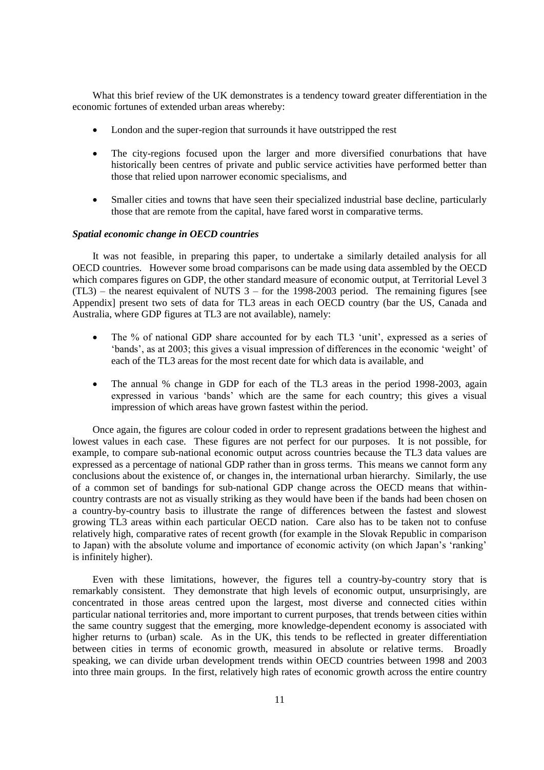What this brief review of the UK demonstrates is a tendency toward greater differentiation in the economic fortunes of extended urban areas whereby:

- London and the super-region that surrounds it have outstripped the rest
- The city-regions focused upon the larger and more diversified conurbations that have historically been centres of private and public service activities have performed better than those that relied upon narrower economic specialisms, and
- Smaller cities and towns that have seen their specialized industrial base decline, particularly those that are remote from the capital, have fared worst in comparative terms.

### *Spatial economic change in OECD countries*

It was not feasible, in preparing this paper, to undertake a similarly detailed analysis for all OECD countries. However some broad comparisons can be made using data assembled by the OECD which compares figures on GDP, the other standard measure of economic output, at Territorial Level 3 (TL3) – the nearest equivalent of NUTS 3 – for the 1998-2003 period. The remaining figures [see Appendix] present two sets of data for TL3 areas in each OECD country (bar the US, Canada and Australia, where GDP figures at TL3 are not available), namely:

- The % of national GDP share accounted for by each TL3 'unit', expressed as a series of 'bands', as at 2003; this gives a visual impression of differences in the economic 'weight' of each of the TL3 areas for the most recent date for which data is available, and
- The annual % change in GDP for each of the TL3 areas in the period 1998-2003, again expressed in various 'bands' which are the same for each country; this gives a visual impression of which areas have grown fastest within the period.

Once again, the figures are colour coded in order to represent gradations between the highest and lowest values in each case. These figures are not perfect for our purposes. It is not possible, for example, to compare sub-national economic output across countries because the TL3 data values are expressed as a percentage of national GDP rather than in gross terms. This means we cannot form any conclusions about the existence of, or changes in, the international urban hierarchy. Similarly, the use of a common set of bandings for sub-national GDP change across the OECD means that within-country contrasts are not as visually striking as they would have been if the bands had been chosen on a country-by-country basis to illustrate the range of differences between the fastest and slowest growing TL3 areas within each particular OECD nation. Care also has to be taken not to confuse relatively high, comparative rates of recent growth (for example in the Slovak Republic in comparison to Japan) with the absolute volume and importance of economic activity (on which Japan's 'ranking' is infinitely higher).

Even with these limitations, however, the figures tell a country-by-country story that is remarkably consistent. They demonstrate that high levels of economic output, unsurprisingly, are concentrated in those areas centred upon the largest, most diverse and connected cities within particular national territories and, more important to current purposes, that trends between cities within the same country suggest that the emerging, more knowledge-dependent economy is associated with higher returns to (urban) scale. As in the UK, this tends to be reflected in greater differentiation between cities in terms of economic growth, measured in absolute or relative terms. Broadly speaking, we can divide urban development trends within OECD countries between 1998 and 2003 into three main groups. In the first, relatively high rates of economic growth across the entire country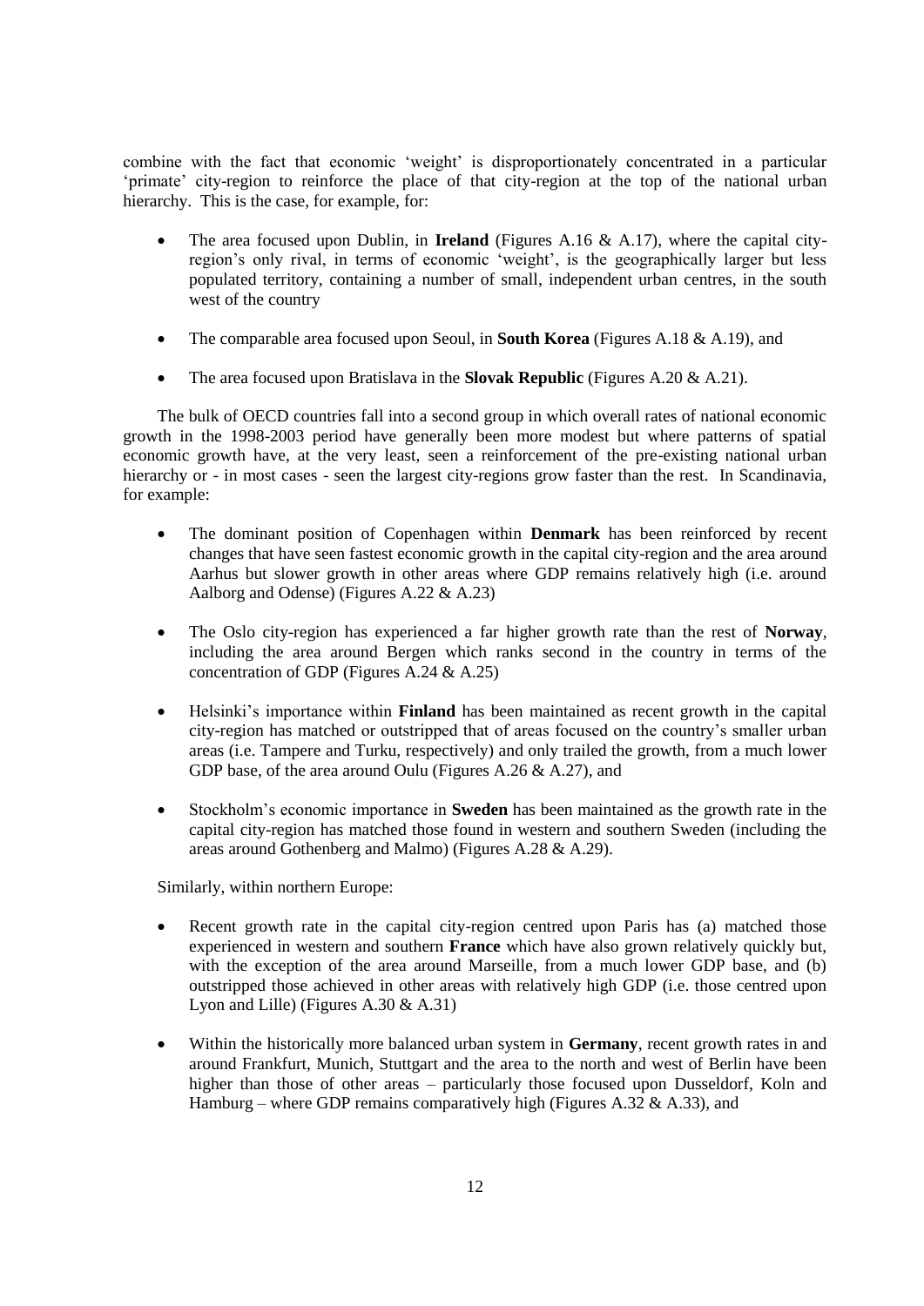combine with the fact that economic 'weight' is disproportionately concentrated in a particular 'primate' city-region to reinforce the place of that city-region at the top of the national urban hierarchy. This is the case, for example, for:

- The area focused upon Dublin, in **Ireland** (Figures A.16 & A.17), where the capital city-region's only rival, in terms of economic 'weight', is the geographically larger but less populated territory, containing a number of small, independent urban centres, in the south west of the country
- The comparable area focused upon Seoul, in **South Korea** (Figures A.18 & A.19), and
- The area focused upon Bratislava in the **Slovak Republic** (Figures A.20 & A.21).

The bulk of OECD countries fall into a second group in which overall rates of national economic growth in the 1998-2003 period have generally been more modest but where patterns of spatial economic growth have, at the very least, seen a reinforcement of the pre-existing national urban hierarchy or - in most cases - seen the largest city-regions grow faster than the rest. In Scandinavia, for example:

- The dominant position of Copenhagen within **Denmark** has been reinforced by recent changes that have seen fastest economic growth in the capital city-region and the area around Aarhus but slower growth in other areas where GDP remains relatively high (i.e. around Aalborg and Odense) (Figures A.22 & A.23)
- The Oslo city-region has experienced a far higher growth rate than the rest of **Norway**, including the area around Bergen which ranks second in the country in terms of the concentration of GDP (Figures A.24 & A.25)
- Helsinki's importance within **Finland** has been maintained as recent growth in the capital city-region has matched or outstripped that of areas focused on the country's smaller urban areas (i.e. Tampere and Turku, respectively) and only trailed the growth, from a much lower GDP base, of the area around Oulu (Figures A.26 & A.27), and
- Stockholm's economic importance in **Sweden** has been maintained as the growth rate in the capital city-region has matched those found in western and southern Sweden (including the areas around Gothenberg and Malmo) (Figures A.28 & A.29).

Similarly, within northern Europe:

- Recent growth rate in the capital city-region centred upon Paris has (a) matched those experienced in western and southern **France** which have also grown relatively quickly but, with the exception of the area around Marseille, from a much lower GDP base, and (b) outstripped those achieved in other areas with relatively high GDP (i.e. those centred upon Lyon and Lille) (Figures A.30 & A.31)
- Within the historically more balanced urban system in **Germany**, recent growth rates in and around Frankfurt, Munich, Stuttgart and the area to the north and west of Berlin have been higher than those of other areas – particularly those focused upon Dusseldorf, Koln and Hamburg – where GDP remains comparatively high (Figures A.32 & A.33), and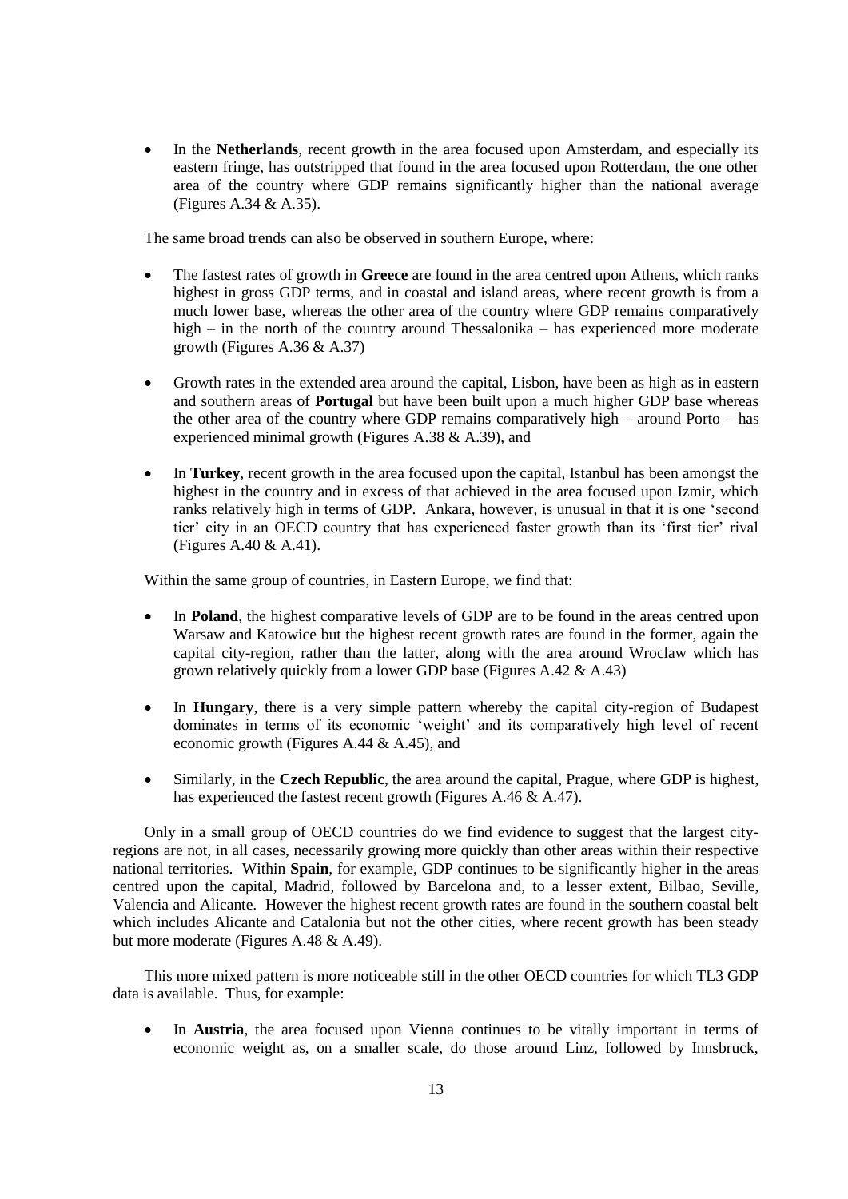- In the **Netherlands**, recent growth in the area focused upon Amsterdam, and especially its eastern fringe, has outstripped that found in the area focused upon Rotterdam, the one other area of the country where GDP remains significantly higher than the national average (Figures A.34 & A.35).

The same broad trends can also be observed in southern Europe, where:

- The fastest rates of growth in **Greece** are found in the area centred upon Athens, which ranks highest in gross GDP terms, and in coastal and island areas, where recent growth is from a much lower base, whereas the other area of the country where GDP remains comparatively high – in the north of the country around Thessalonika – has experienced more moderate growth (Figures A.36 & A.37)

- Growth rates in the extended area around the capital, Lisbon, have been as high as in eastern and southern areas of **Portugal** but have been built upon a much higher GDP base whereas the other area of the country where GDP remains comparatively high – around Porto – has experienced minimal growth (Figures A.38 & A.39), and

- In **Turkey**, recent growth in the area focused upon the capital, Istanbul has been amongst the highest in the country and in excess of that achieved in the area focused upon Izmir, which ranks relatively high in terms of GDP. Ankara, however, is unusual in that it is one 'second tier' city in an OECD country that has experienced faster growth than its 'first tier' rival (Figures A.40 & A.41).

Within the same group of countries, in Eastern Europe, we find that:

- In **Poland**, the highest comparative levels of GDP are to be found in the areas centred upon Warsaw and Katowice but the highest recent growth rates are found in the former, again the capital city-region, rather than the latter, along with the area around Wroclaw which has grown relatively quickly from a lower GDP base (Figures A.42 & A.43)

- In **Hungary**, there is a very simple pattern whereby the capital city-region of Budapest dominates in terms of its economic 'weight' and its comparatively high level of recent economic growth (Figures A.44 & A.45), and

- Similarly, in the **Czech Republic**, the area around the capital, Prague, where GDP is highest, has experienced the fastest recent growth (Figures A.46 & A.47).

Only in a small group of OECD countries do we find evidence to suggest that the largest city-regions are not, in all cases, necessarily growing more quickly than other areas within their respective national territories. Within **Spain**, for example, GDP continues to be significantly higher in the areas centred upon the capital, Madrid, followed by Barcelona and, to a lesser extent, Bilbao, Seville, Valencia and Alicante. However the highest recent growth rates are found in the southern coastal belt which includes Alicante and Catalonia but not the other cities, where recent growth has been steady but more moderate (Figures A.48 & A.49).

This more mixed pattern is more noticeable still in the other OECD countries for which TL3 GDP data is available. Thus, for example:

- In **Austria**, the area focused upon Vienna continues to be vitally important in terms of economic weight as, on a smaller scale, do those around Linz, followed by Innsbruck,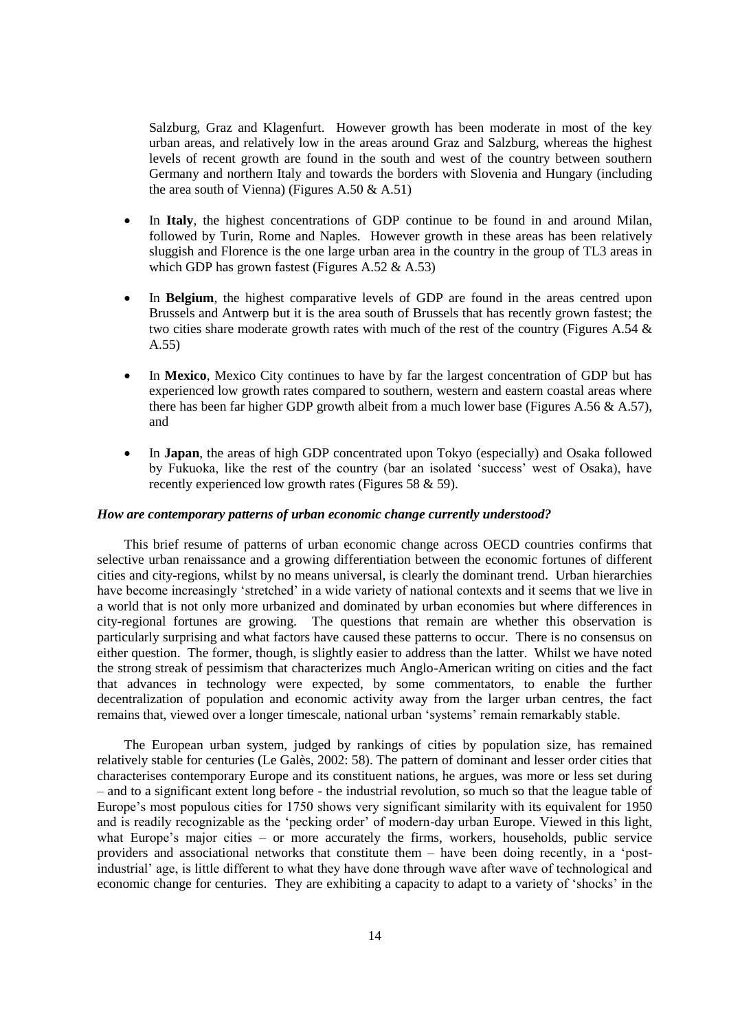Salzburg, Graz and Klagenfurt. However growth has been moderate in most of the key urban areas, and relatively low in the areas around Graz and Salzburg, whereas the highest levels of recent growth are found in the south and west of the country between southern Germany and northern Italy and towards the borders with Slovenia and Hungary (including the area south of Vienna) (Figures A.50 & A.51)

- In **Italy**, the highest concentrations of GDP continue to be found in and around Milan, followed by Turin, Rome and Naples. However growth in these areas has been relatively sluggish and Florence is the one large urban area in the country in the group of TL3 areas in which GDP has grown fastest (Figures A.52 & A.53)
- In **Belgium**, the highest comparative levels of GDP are found in the areas centred upon Brussels and Antwerp but it is the area south of Brussels that has recently grown fastest; the two cities share moderate growth rates with much of the rest of the country (Figures A.54 & A.55)
- In **Mexico**, Mexico City continues to have by far the largest concentration of GDP but has experienced low growth rates compared to southern, western and eastern coastal areas where there has been far higher GDP growth albeit from a much lower base (Figures A.56 & A.57), and
- In **Japan**, the areas of high GDP concentrated upon Tokyo (especially) and Osaka followed by Fukuoka, like the rest of the country (bar an isolated 'success' west of Osaka), have recently experienced low growth rates (Figures 58 & 59).

### *How are contemporary patterns of urban economic change currently understood?*

This brief resume of patterns of urban economic change across OECD countries confirms that selective urban renaissance and a growing differentiation between the economic fortunes of different cities and city-regions, whilst by no means universal, is clearly the dominant trend. Urban hierarchies have become increasingly 'stretched' in a wide variety of national contexts and it seems that we live in a world that is not only more urbanized and dominated by urban economies but where differences in city-regional fortunes are growing. The questions that remain are whether this observation is particularly surprising and what factors have caused these patterns to occur. There is no consensus on either question. The former, though, is slightly easier to address than the latter. Whilst we have noted the strong streak of pessimism that characterizes much Anglo-American writing on cities and the fact that advances in technology were expected, by some commentators, to enable the further decentralization of population and economic activity away from the larger urban centres, the fact remains that, viewed over a longer timescale, national urban 'systems' remain remarkably stable.

The European urban system, judged by rankings of cities by population size, has remained relatively stable for centuries (Le Galès, 2002: 58). The pattern of dominant and lesser order cities that characterises contemporary Europe and its constituent nations, he argues, was more or less set during – and to a significant extent long before - the industrial revolution, so much so that the league table of Europe's most populous cities for 1750 shows very significant similarity with its equivalent for 1950 and is readily recognizable as the 'pecking order' of modern-day urban Europe. Viewed in this light, what Europe's major cities – or more accurately the firms, workers, households, public service providers and associational networks that constitute them – have been doing recently, in a 'post-industrial' age, is little different to what they have done through wave after wave of technological and economic change for centuries. They are exhibiting a capacity to adapt to a variety of 'shocks' in the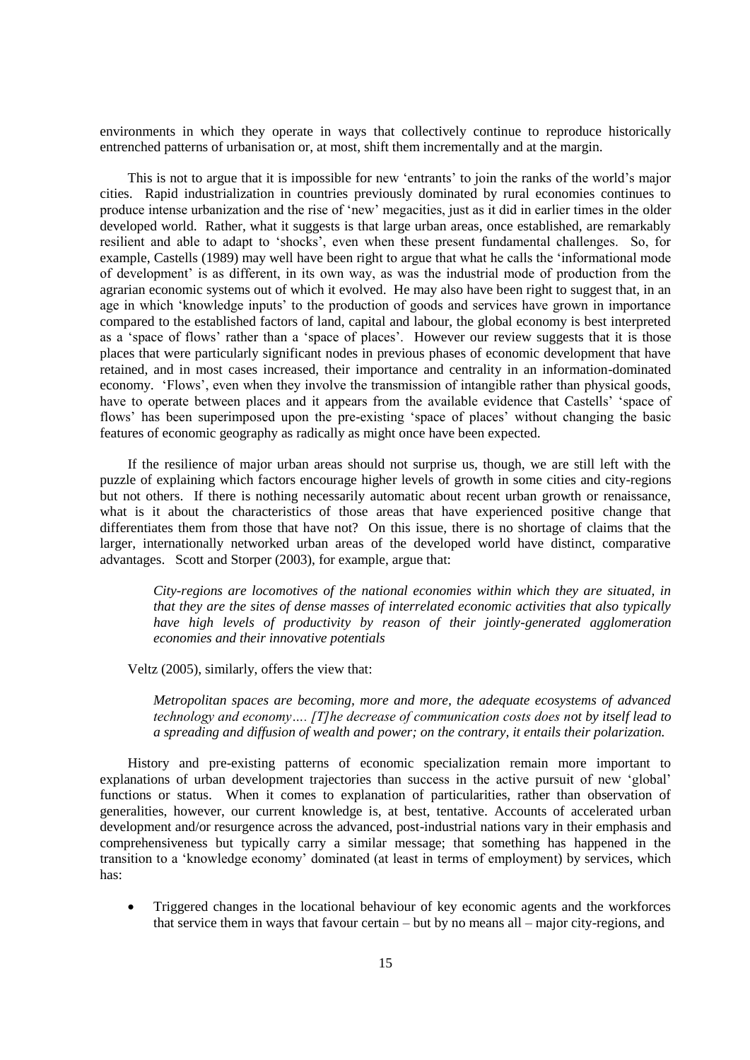environments in which they operate in ways that collectively continue to reproduce historically entrenched patterns of urbanisation or, at most, shift them incrementally and at the margin.

This is not to argue that it is impossible for new 'entrants' to join the ranks of the world's major cities. Rapid industrialization in countries previously dominated by rural economies continues to produce intense urbanization and the rise of 'new' megacities, just as it did in earlier times in the older developed world. Rather, what it suggests is that large urban areas, once established, are remarkably resilient and able to adapt to 'shocks', even when these present fundamental challenges. So, for example, Castells (1989) may well have been right to argue that what he calls the 'informational mode of development' is as different, in its own way, as was the industrial mode of production from the agrarian economic systems out of which it evolved. He may also have been right to suggest that, in an age in which 'knowledge inputs' to the production of goods and services have grown in importance compared to the established factors of land, capital and labour, the global economy is best interpreted as a 'space of flows' rather than a 'space of places'. However our review suggests that it is those places that were particularly significant nodes in previous phases of economic development that have retained, and in most cases increased, their importance and centrality in an information-dominated economy. 'Flows', even when they involve the transmission of intangible rather than physical goods, have to operate between places and it appears from the available evidence that Castells' 'space of flows' has been superimposed upon the pre-existing 'space of places' without changing the basic features of economic geography as radically as might once have been expected.

If the resilience of major urban areas should not surprise us, though, we are still left with the puzzle of explaining which factors encourage higher levels of growth in some cities and city-regions but not others. If there is nothing necessarily automatic about recent urban growth or renaissance, what is it about the characteristics of those areas that have experienced positive change that differentiates them from those that have not? On this issue, there is no shortage of claims that the larger, internationally networked urban areas of the developed world have distinct, comparative advantages. Scott and Storper (2003), for example, argue that:

> *City-regions are locomotives of the national economies within which they are situated, in that they are the sites of dense masses of interrelated economic activities that also typically have high levels of productivity by reason of their jointly-generated agglomeration economies and their innovative potentials*

Veltz (2005), similarly, offers the view that:

> *Metropolitan spaces are becoming, more and more, the adequate ecosystems of advanced technology and economy…. [T]he decrease of communication costs does not by itself lead to a spreading and diffusion of wealth and power; on the contrary, it entails their polarization.*

History and pre-existing patterns of economic specialization remain more important to explanations of urban development trajectories than success in the active pursuit of new 'global' functions or status. When it comes to explanation of particularities, rather than observation of generalities, however, our current knowledge is, at best, tentative. Accounts of accelerated urban development and/or resurgence across the advanced, post-industrial nations vary in their emphasis and comprehensiveness but typically carry a similar message; that something has happened in the transition to a 'knowledge economy' dominated (at least in terms of employment) by services, which has:

- Triggered changes in the locational behaviour of key economic agents and the workforces that service them in ways that favour certain – but by no means all – major city-regions, and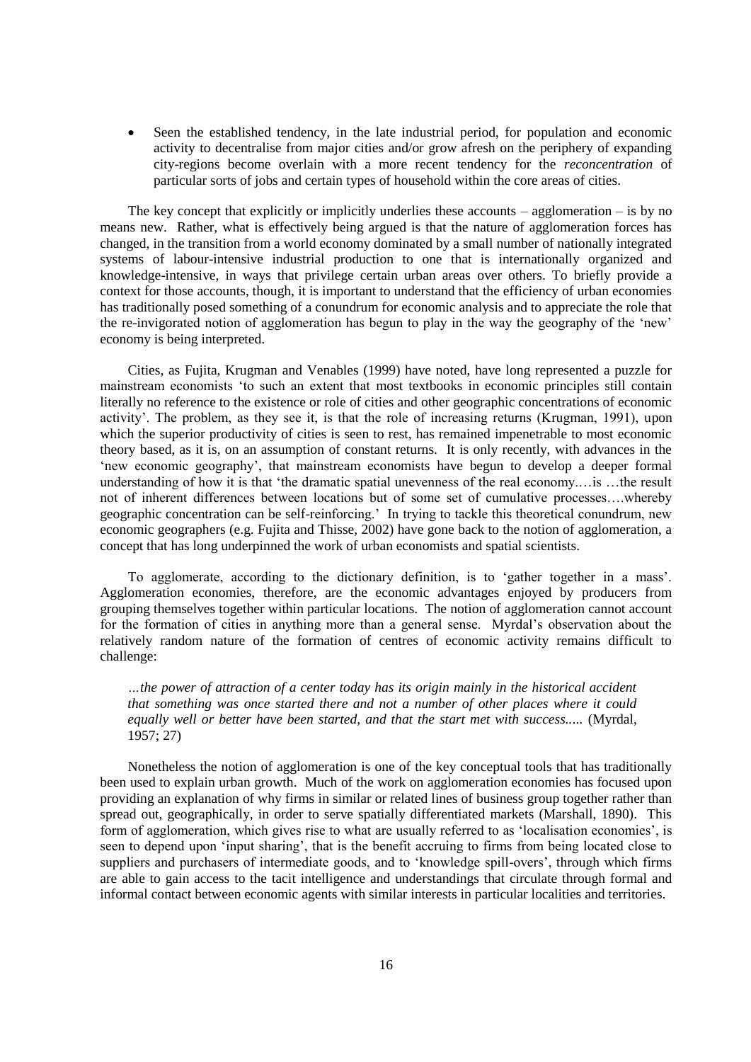- Seen the established tendency, in the late industrial period, for population and economic activity to decentralise from major cities and/or grow afresh on the periphery of expanding city-regions become overlain with a more recent tendency for the *reconcentration* of particular sorts of jobs and certain types of household within the core areas of cities.

The key concept that explicitly or implicitly underlies these accounts – agglomeration – is by no means new. Rather, what is effectively being argued is that the nature of agglomeration forces has changed, in the transition from a world economy dominated by a small number of nationally integrated systems of labour-intensive industrial production to one that is internationally organized and knowledge-intensive, in ways that privilege certain urban areas over others. To briefly provide a context for those accounts, though, it is important to understand that the efficiency of urban economies has traditionally posed something of a conundrum for economic analysis and to appreciate the role that the re-invigorated notion of agglomeration has begun to play in the way the geography of the 'new' economy is being interpreted.

Cities, as Fujita, Krugman and Venables (1999) have noted, have long represented a puzzle for mainstream economists 'to such an extent that most textbooks in economic principles still contain literally no reference to the existence or role of cities and other geographic concentrations of economic activity'. The problem, as they see it, is that the role of increasing returns (Krugman, 1991), upon which the superior productivity of cities is seen to rest, has remained impenetrable to most economic theory based, as it is, on an assumption of constant returns. It is only recently, with advances in the 'new economic geography', that mainstream economists have begun to develop a deeper formal understanding of how it is that 'the dramatic spatial unevenness of the real economy.…is …the result not of inherent differences between locations but of some set of cumulative processes….whereby geographic concentration can be self-reinforcing.' In trying to tackle this theoretical conundrum, new economic geographers (e.g. Fujita and Thisse, 2002) have gone back to the notion of agglomeration, a concept that has long underpinned the work of urban economists and spatial scientists.

To agglomerate, according to the dictionary definition, is to 'gather together in a mass'. Agglomeration economies, therefore, are the economic advantages enjoyed by producers from grouping themselves together within particular locations. The notion of agglomeration cannot account for the formation of cities in anything more than a general sense. Myrdal's observation about the relatively random nature of the formation of centres of economic activity remains difficult to challenge:

> *…the power of attraction of a center today has its origin mainly in the historical accident that something was once started there and not a number of other places where it could equally well or better have been started, and that the start met with success.....* (Myrdal, 1957; 27)

Nonetheless the notion of agglomeration is one of the key conceptual tools that has traditionally been used to explain urban growth. Much of the work on agglomeration economies has focused upon providing an explanation of why firms in similar or related lines of business group together rather than spread out, geographically, in order to serve spatially differentiated markets (Marshall, 1890). This form of agglomeration, which gives rise to what are usually referred to as 'localisation economies', is seen to depend upon 'input sharing', that is the benefit accruing to firms from being located close to suppliers and purchasers of intermediate goods, and to 'knowledge spill-overs', through which firms are able to gain access to the tacit intelligence and understandings that circulate through formal and informal contact between economic agents with similar interests in particular localities and territories.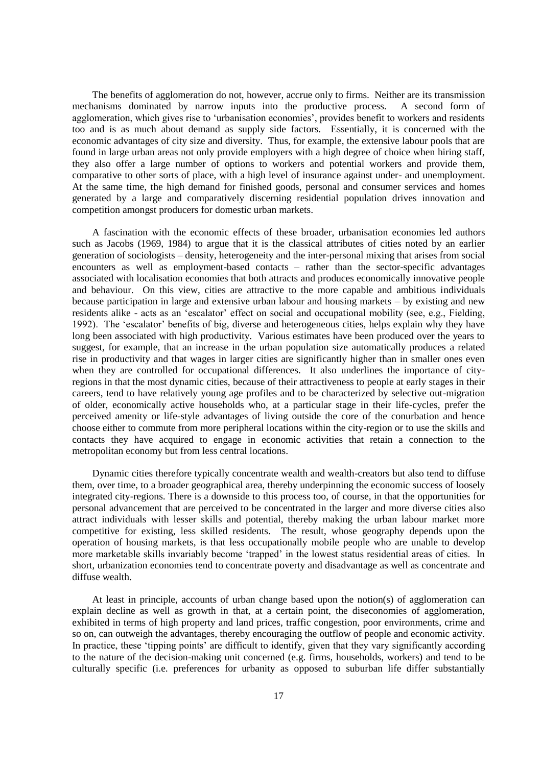The benefits of agglomeration do not, however, accrue only to firms. Neither are its transmission mechanisms dominated by narrow inputs into the productive process. A second form of agglomeration, which gives rise to 'urbanisation economies', provides benefit to workers and residents too and is as much about demand as supply side factors. Essentially, it is concerned with the economic advantages of city size and diversity. Thus, for example, the extensive labour pools that are found in large urban areas not only provide employers with a high degree of choice when hiring staff, they also offer a large number of options to workers and potential workers and provide them, comparative to other sorts of place, with a high level of insurance against under- and unemployment. At the same time, the high demand for finished goods, personal and consumer services and homes generated by a large and comparatively discerning residential population drives innovation and competition amongst producers for domestic urban markets.

A fascination with the economic effects of these broader, urbanisation economies led authors such as Jacobs (1969, 1984) to argue that it is the classical attributes of cities noted by an earlier generation of sociologists – density, heterogeneity and the inter-personal mixing that arises from social encounters as well as employment-based contacts – rather than the sector-specific advantages associated with localisation economies that both attracts and produces economically innovative people and behaviour. On this view, cities are attractive to the more capable and ambitious individuals because participation in large and extensive urban labour and housing markets – by existing and new residents alike - acts as an 'escalator' effect on social and occupational mobility (see, e.g., Fielding, 1992). The 'escalator' benefits of big, diverse and heterogeneous cities, helps explain why they have long been associated with high productivity. Various estimates have been produced over the years to suggest, for example, that an increase in the urban population size automatically produces a related rise in productivity and that wages in larger cities are significantly higher than in smaller ones even when they are controlled for occupational differences. It also underlines the importance of city-regions in that the most dynamic cities, because of their attractiveness to people at early stages in their careers, tend to have relatively young age profiles and to be characterized by selective out-migration of older, economically active households who, at a particular stage in their life-cycles, prefer the perceived amenity or life-style advantages of living outside the core of the conurbation and hence choose either to commute from more peripheral locations within the city-region or to use the skills and contacts they have acquired to engage in economic activities that retain a connection to the metropolitan economy but from less central locations.

Dynamic cities therefore typically concentrate wealth and wealth-creators but also tend to diffuse them, over time, to a broader geographical area, thereby underpinning the economic success of loosely integrated city-regions. There is a downside to this process too, of course, in that the opportunities for personal advancement that are perceived to be concentrated in the larger and more diverse cities also attract individuals with lesser skills and potential, thereby making the urban labour market more competitive for existing, less skilled residents. The result, whose geography depends upon the operation of housing markets, is that less occupationally mobile people who are unable to develop more marketable skills invariably become 'trapped' in the lowest status residential areas of cities. In short, urbanization economies tend to concentrate poverty and disadvantage as well as concentrate and diffuse wealth.

At least in principle, accounts of urban change based upon the notion(s) of agglomeration can explain decline as well as growth in that, at a certain point, the diseconomies of agglomeration, exhibited in terms of high property and land prices, traffic congestion, poor environments, crime and so on, can outweigh the advantages, thereby encouraging the outflow of people and economic activity. In practice, these 'tipping points' are difficult to identify, given that they vary significantly according to the nature of the decision-making unit concerned (e.g. firms, households, workers) and tend to be culturally specific (i.e. preferences for urbanity as opposed to suburban life differ substantially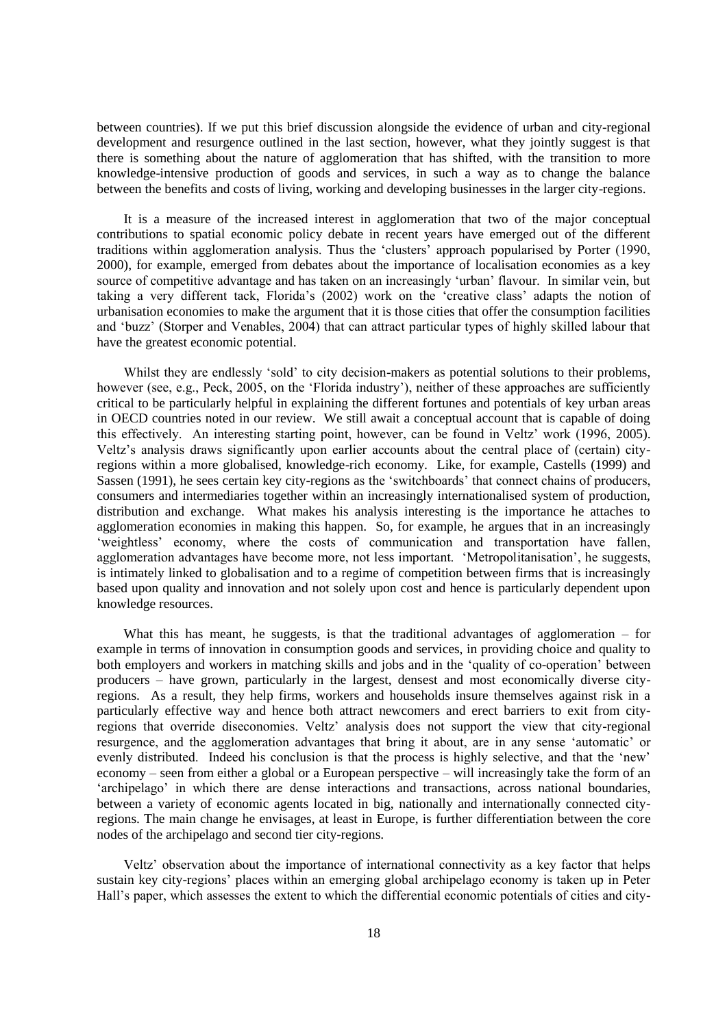between countries). If we put this brief discussion alongside the evidence of urban and city-regional development and resurgence outlined in the last section, however, what they jointly suggest is that there is something about the nature of agglomeration that has shifted, with the transition to more knowledge-intensive production of goods and services, in such a way as to change the balance between the benefits and costs of living, working and developing businesses in the larger city-regions.

It is a measure of the increased interest in agglomeration that two of the major conceptual contributions to spatial economic policy debate in recent years have emerged out of the different traditions within agglomeration analysis. Thus the 'clusters' approach popularised by Porter (1990, 2000), for example, emerged from debates about the importance of localisation economies as a key source of competitive advantage and has taken on an increasingly 'urban' flavour. In similar vein, but taking a very different tack, Florida's (2002) work on the 'creative class' adapts the notion of urbanisation economies to make the argument that it is those cities that offer the consumption facilities and 'buzz' (Storper and Venables, 2004) that can attract particular types of highly skilled labour that have the greatest economic potential.

Whilst they are endlessly 'sold' to city decision-makers as potential solutions to their problems, however (see, e.g., Peck, 2005, on the 'Florida industry'), neither of these approaches are sufficiently critical to be particularly helpful in explaining the different fortunes and potentials of key urban areas in OECD countries noted in our review. We still await a conceptual account that is capable of doing this effectively. An interesting starting point, however, can be found in Veltz' work (1996, 2005). Veltz's analysis draws significantly upon earlier accounts about the central place of (certain) city-regions within a more globalised, knowledge-rich economy. Like, for example, Castells (1999) and Sassen (1991), he sees certain key city-regions as the 'switchboards' that connect chains of producers, consumers and intermediaries together within an increasingly internationalised system of production, distribution and exchange. What makes his analysis interesting is the importance he attaches to agglomeration economies in making this happen. So, for example, he argues that in an increasingly 'weightless' economy, where the costs of communication and transportation have fallen, agglomeration advantages have become more, not less important. 'Metropolitanisation', he suggests, is intimately linked to globalisation and to a regime of competition between firms that is increasingly based upon quality and innovation and not solely upon cost and hence is particularly dependent upon knowledge resources.

What this has meant, he suggests, is that the traditional advantages of agglomeration – for example in terms of innovation in consumption goods and services, in providing choice and quality to both employers and workers in matching skills and jobs and in the 'quality of co-operation' between producers – have grown, particularly in the largest, densest and most economically diverse city-regions. As a result, they help firms, workers and households insure themselves against risk in a particularly effective way and hence both attract newcomers and erect barriers to exit from city-regions that override diseconomies. Veltz' analysis does not support the view that city-regional resurgence, and the agglomeration advantages that bring it about, are in any sense 'automatic' or evenly distributed. Indeed his conclusion is that the process is highly selective, and that the 'new' economy – seen from either a global or a European perspective – will increasingly take the form of an 'archipelago' in which there are dense interactions and transactions, across national boundaries, between a variety of economic agents located in big, nationally and internationally connected city-regions. The main change he envisages, at least in Europe, is further differentiation between the core nodes of the archipelago and second tier city-regions.

Veltz' observation about the importance of international connectivity as a key factor that helps sustain key city-regions' places within an emerging global archipelago economy is taken up in Peter Hall's paper, which assesses the extent to which the differential economic potentials of cities and city-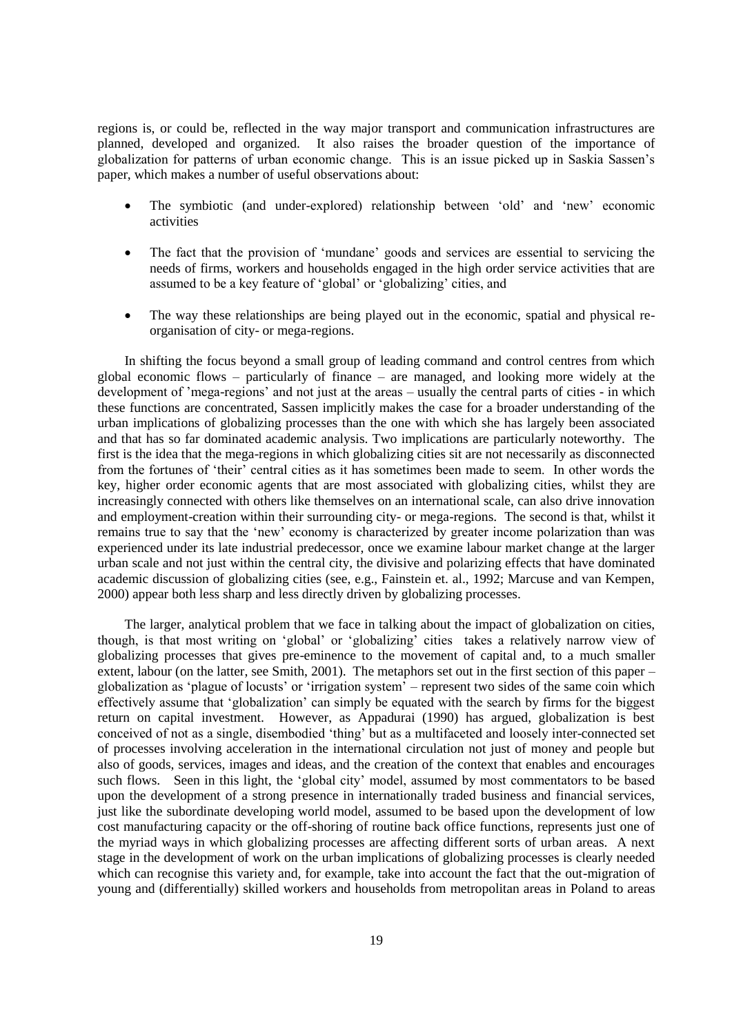regions is, or could be, reflected in the way major transport and communication infrastructures are planned, developed and organized. It also raises the broader question of the importance of globalization for patterns of urban economic change. This is an issue picked up in Saskia Sassen's paper, which makes a number of useful observations about:

- The symbiotic (and under-explored) relationship between 'old' and 'new' economic activities
- The fact that the provision of 'mundane' goods and services are essential to servicing the needs of firms, workers and households engaged in the high order service activities that are assumed to be a key feature of 'global' or 'globalizing' cities, and
- The way these relationships are being played out in the economic, spatial and physical re-organisation of city- or mega-regions.

In shifting the focus beyond a small group of leading command and control centres from which global economic flows – particularly of finance – are managed, and looking more widely at the development of 'mega-regions' and not just at the areas – usually the central parts of cities - in which these functions are concentrated, Sassen implicitly makes the case for a broader understanding of the urban implications of globalizing processes than the one with which she has largely been associated and that has so far dominated academic analysis. Two implications are particularly noteworthy. The first is the idea that the mega-regions in which globalizing cities sit are not necessarily as disconnected from the fortunes of 'their' central cities as it has sometimes been made to seem. In other words the key, higher order economic agents that are most associated with globalizing cities, whilst they are increasingly connected with others like themselves on an international scale, can also drive innovation and employment-creation within their surrounding city- or mega-regions. The second is that, whilst it remains true to say that the 'new' economy is characterized by greater income polarization than was experienced under its late industrial predecessor, once we examine labour market change at the larger urban scale and not just within the central city, the divisive and polarizing effects that have dominated academic discussion of globalizing cities (see, e.g., Fainstein et. al., 1992; Marcuse and van Kempen, 2000) appear both less sharp and less directly driven by globalizing processes.

The larger, analytical problem that we face in talking about the impact of globalization on cities, though, is that most writing on 'global' or 'globalizing' cities takes a relatively narrow view of globalizing processes that gives pre-eminence to the movement of capital and, to a much smaller extent, labour (on the latter, see Smith, 2001). The metaphors set out in the first section of this paper – globalization as 'plague of locusts' or 'irrigation system' – represent two sides of the same coin which effectively assume that 'globalization' can simply be equated with the search by firms for the biggest return on capital investment. However, as Appadurai (1990) has argued, globalization is best conceived of not as a single, disembodied 'thing' but as a multifaceted and loosely inter-connected set of processes involving acceleration in the international circulation not just of money and people but also of goods, services, images and ideas, and the creation of the context that enables and encourages such flows. Seen in this light, the 'global city' model, assumed by most commentators to be based upon the development of a strong presence in internationally traded business and financial services, just like the subordinate developing world model, assumed to be based upon the development of low cost manufacturing capacity or the off-shoring of routine back office functions, represents just one of the myriad ways in which globalizing processes are affecting different sorts of urban areas. A next stage in the development of work on the urban implications of globalizing processes is clearly needed which can recognise this variety and, for example, take into account the fact that the out-migration of young and (differentially) skilled workers and households from metropolitan areas in Poland to areas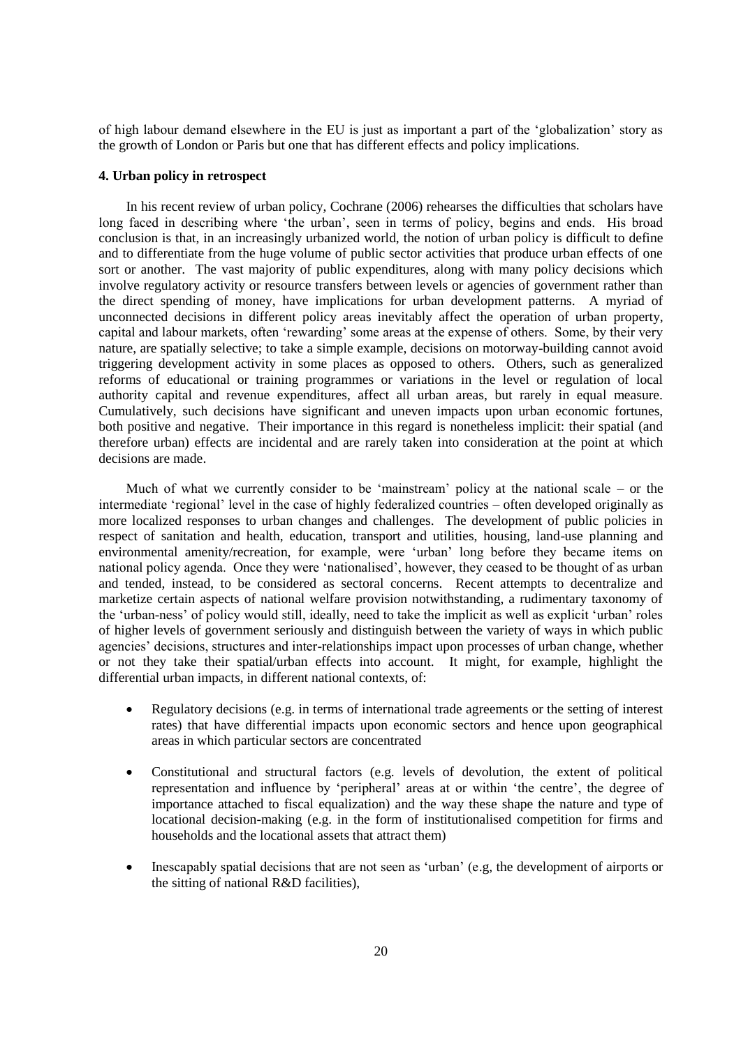of high labour demand elsewhere in the EU is just as important a part of the 'globalization' story as the growth of London or Paris but one that has different effects and policy implications.

#### 4. Urban policy in retrospect

In his recent review of urban policy, Cochrane (2006) rehearses the difficulties that scholars have long faced in describing where 'the urban', seen in terms of policy, begins and ends. His broad conclusion is that, in an increasingly urbanized world, the notion of urban policy is difficult to define and to differentiate from the huge volume of public sector activities that produce urban effects of one sort or another. The vast majority of public expenditures, along with many policy decisions which involve regulatory activity or resource transfers between levels or agencies of government rather than the direct spending of money, have implications for urban development patterns. A myriad of unconnected decisions in different policy areas inevitably affect the operation of urban property, capital and labour markets, often 'rewarding' some areas at the expense of others. Some, by their very nature, are spatially selective; to take a simple example, decisions on motorway-building cannot avoid triggering development activity in some places as opposed to others. Others, such as generalized reforms of educational or training programmes or variations in the level or regulation of local authority capital and revenue expenditures, affect all urban areas, but rarely in equal measure. Cumulatively, such decisions have significant and uneven impacts upon urban economic fortunes, both positive and negative. Their importance in this regard is nonetheless implicit: their spatial (and therefore urban) effects are incidental and are rarely taken into consideration at the point at which decisions are made.

Much of what we currently consider to be 'mainstream' policy at the national scale – or the intermediate 'regional' level in the case of highly federalized countries – often developed originally as more localized responses to urban changes and challenges. The development of public policies in respect of sanitation and health, education, transport and utilities, housing, land-use planning and environmental amenity/recreation, for example, were 'urban' long before they became items on national policy agenda. Once they were 'nationalised', however, they ceased to be thought of as urban and tended, instead, to be considered as sectoral concerns. Recent attempts to decentralize and marketize certain aspects of national welfare provision notwithstanding, a rudimentary taxonomy of the 'urban-ness' of policy would still, ideally, need to take the implicit as well as explicit 'urban' roles of higher levels of government seriously and distinguish between the variety of ways in which public agencies' decisions, structures and inter-relationships impact upon processes of urban change, whether or not they take their spatial/urban effects into account. It might, for example, highlight the differential urban impacts, in different national contexts, of:

- Regulatory decisions (e.g. in terms of international trade agreements or the setting of interest rates) that have differential impacts upon economic sectors and hence upon geographical areas in which particular sectors are concentrated

- Constitutional and structural factors (e.g. levels of devolution, the extent of political representation and influence by 'peripheral' areas at or within 'the centre', the degree of importance attached to fiscal equalization) and the way these shape the nature and type of locational decision-making (e.g. in the form of institutionalised competition for firms and households and the locational assets that attract them)

- Inescapably spatial decisions that are not seen as 'urban' (e.g, the development of airports or the sitting of national R&D facilities),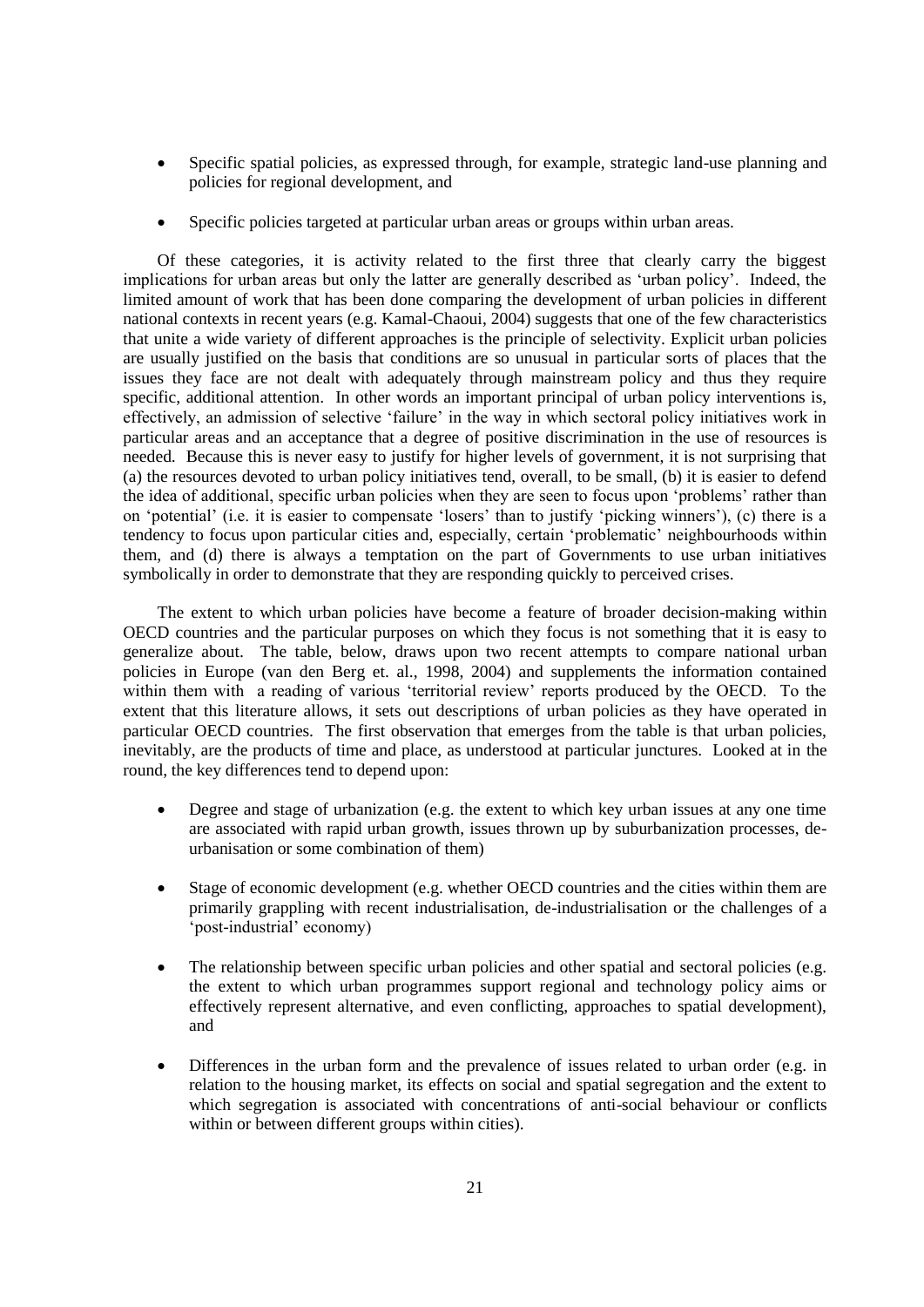- Specific spatial policies, as expressed through, for example, strategic land-use planning and policies for regional development, and

- Specific policies targeted at particular urban areas or groups within urban areas.

Of these categories, it is activity related to the first three that clearly carry the biggest implications for urban areas but only the latter are generally described as 'urban policy'. Indeed, the limited amount of work that has been done comparing the development of urban policies in different national contexts in recent years (e.g. Kamal-Chaoui, 2004) suggests that one of the few characteristics that unite a wide variety of different approaches is the principle of selectivity. Explicit urban policies are usually justified on the basis that conditions are so unusual in particular sorts of places that the issues they face are not dealt with adequately through mainstream policy and thus they require specific, additional attention. In other words an important principal of urban policy interventions is, effectively, an admission of selective 'failure' in the way in which sectoral policy initiatives work in particular areas and an acceptance that a degree of positive discrimination in the use of resources is needed. Because this is never easy to justify for higher levels of government, it is not surprising that (a) the resources devoted to urban policy initiatives tend, overall, to be small, (b) it is easier to defend the idea of additional, specific urban policies when they are seen to focus upon 'problems' rather than on 'potential' (i.e. it is easier to compensate 'losers' than to justify 'picking winners'), (c) there is a tendency to focus upon particular cities and, especially, certain 'problematic' neighbourhoods within them, and (d) there is always a temptation on the part of Governments to use urban initiatives symbolically in order to demonstrate that they are responding quickly to perceived crises.

The extent to which urban policies have become a feature of broader decision-making within OECD countries and the particular purposes on which they focus is not something that it is easy to generalize about. The table, below, draws upon two recent attempts to compare national urban policies in Europe (van den Berg et. al., 1998, 2004) and supplements the information contained within them with a reading of various 'territorial review' reports produced by the OECD. To the extent that this literature allows, it sets out descriptions of urban policies as they have operated in particular OECD countries. The first observation that emerges from the table is that urban policies, inevitably, are the products of time and place, as understood at particular junctures. Looked at in the round, the key differences tend to depend upon:

- Degree and stage of urbanization (e.g. the extent to which key urban issues at any one time are associated with rapid urban growth, issues thrown up by suburbanization processes, de-urbanisation or some combination of them)

- Stage of economic development (e.g. whether OECD countries and the cities within them are primarily grappling with recent industrialisation, de-industrialisation or the challenges of a 'post-industrial' economy)

- The relationship between specific urban policies and other spatial and sectoral policies (e.g. the extent to which urban programmes support regional and technology policy aims or effectively represent alternative, and even conflicting, approaches to spatial development), and

- Differences in the urban form and the prevalence of issues related to urban order (e.g. in relation to the housing market, its effects on social and spatial segregation and the extent to which segregation is associated with concentrations of anti-social behaviour or conflicts within or between different groups within cities).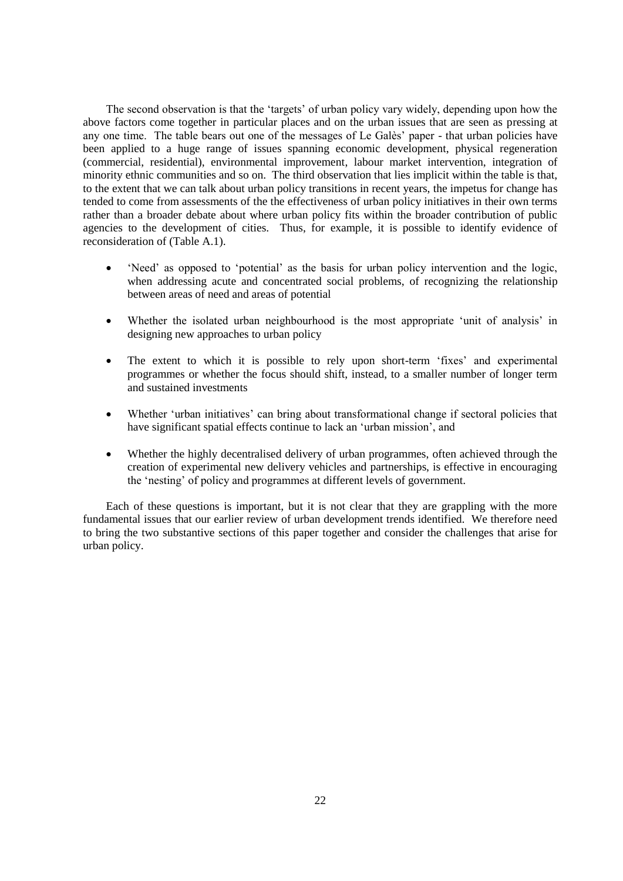The second observation is that the 'targets' of urban policy vary widely, depending upon how the above factors come together in particular places and on the urban issues that are seen as pressing at any one time. The table bears out one of the messages of Le Galès' paper - that urban policies have been applied to a huge range of issues spanning economic development, physical regeneration (commercial, residential), environmental improvement, labour market intervention, integration of minority ethnic communities and so on. The third observation that lies implicit within the table is that, to the extent that we can talk about urban policy transitions in recent years, the impetus for change has tended to come from assessments of the the effectiveness of urban policy initiatives in their own terms rather than a broader debate about where urban policy fits within the broader contribution of public agencies to the development of cities. Thus, for example, it is possible to identify evidence of reconsideration of (Table A.1).

- 'Need' as opposed to 'potential' as the basis for urban policy intervention and the logic, when addressing acute and concentrated social problems, of recognizing the relationship between areas of need and areas of potential

- Whether the isolated urban neighbourhood is the most appropriate 'unit of analysis' in designing new approaches to urban policy

- The extent to which it is possible to rely upon short-term 'fixes' and experimental programmes or whether the focus should shift, instead, to a smaller number of longer term and sustained investments

- Whether 'urban initiatives' can bring about transformational change if sectoral policies that have significant spatial effects continue to lack an 'urban mission', and

- Whether the highly decentralised delivery of urban programmes, often achieved through the creation of experimental new delivery vehicles and partnerships, is effective in encouraging the 'nesting' of policy and programmes at different levels of government.

Each of these questions is important, but it is not clear that they are grappling with the more fundamental issues that our earlier review of urban development trends identified. We therefore need to bring the two substantive sections of this paper together and consider the challenges that arise for urban policy.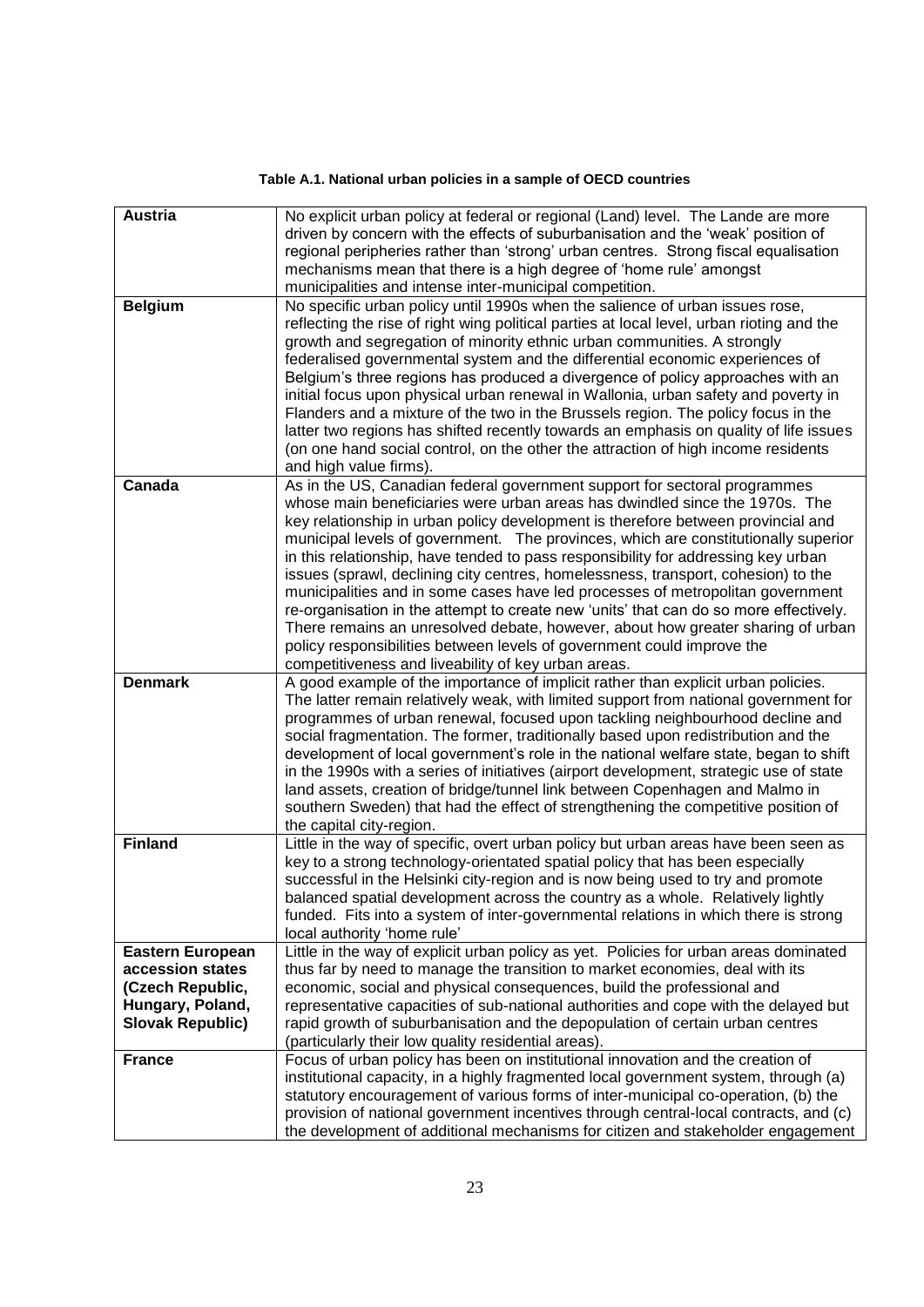**Table A.1. National urban policies in a sample of OECD countries**

| | |
|---|---|
| **Austria** | No explicit urban policy at federal or regional (Land) level. The Lande are more driven by concern with the effects of suburbanisation and the 'weak' position of regional peripheries rather than 'strong' urban centres. Strong fiscal equalisation mechanisms mean that there is a high degree of 'home rule' amongst municipalities and intense inter-municipal competition. |
| **Belgium** | No specific urban policy until 1990s when the salience of urban issues rose, reflecting the rise of right wing political parties at local level, urban rioting and the growth and segregation of minority ethnic urban communities. A strongly federalised governmental system and the differential economic experiences of Belgium's three regions has produced a divergence of policy approaches with an initial focus upon physical urban renewal in Wallonia, urban safety and poverty in Flanders and a mixture of the two in the Brussels region. The policy focus in the latter two regions has shifted recently towards an emphasis on quality of life issues (on one hand social control, on the other the attraction of high income residents and high value firms). |
| **Canada** | As in the US, Canadian federal government support for sectoral programmes whose main beneficiaries were urban areas has dwindled since the 1970s. The key relationship in urban policy development is therefore between provincial and municipal levels of government. The provinces, which are constitutionally superior in this relationship, have tended to pass responsibility for addressing key urban issues (sprawl, declining city centres, homelessness, transport, cohesion) to the municipalities and in some cases have led processes of metropolitan government re-organisation in the attempt to create new 'units' that can do so more effectively. There remains an unresolved debate, however, about how greater sharing of urban policy responsibilities between levels of government could improve the competitiveness and liveability of key urban areas. |
| **Denmark** | A good example of the importance of implicit rather than explicit urban policies. The latter remain relatively weak, with limited support from national government for programmes of urban renewal, focused upon tackling neighbourhood decline and social fragmentation. The former, traditionally based upon redistribution and the development of local government's role in the national welfare state, began to shift in the 1990s with a series of initiatives (airport development, strategic use of state land assets, creation of bridge/tunnel link between Copenhagen and Malmo in southern Sweden) that had the effect of strengthening the competitive position of the capital city-region. |
| **Finland** | Little in the way of specific, overt urban policy but urban areas have been seen as key to a strong technology-orientated spatial policy that has been especially successful in the Helsinki city-region and is now being used to try and promote balanced spatial development across the country as a whole. Relatively lightly funded. Fits into a system of inter-governmental relations in which there is strong local authority 'home rule' |
| **Eastern European accession states (Czech Republic, Hungary, Poland, Slovak Republic)** | Little in the way of explicit urban policy as yet. Policies for urban areas dominated thus far by need to manage the transition to market economies, deal with its economic, social and physical consequences, build the professional and representative capacities of sub-national authorities and cope with the delayed but rapid growth of suburbanisation and the depopulation of certain urban centres (particularly their low quality residential areas). |
| **France** | Focus of urban policy has been on institutional innovation and the creation of institutional capacity, in a highly fragmented local government system, through (a) statutory encouragement of various forms of inter-municipal co-operation, (b) the provision of national government incentives through central-local contracts, and (c) the development of additional mechanisms for citizen and stakeholder engagement |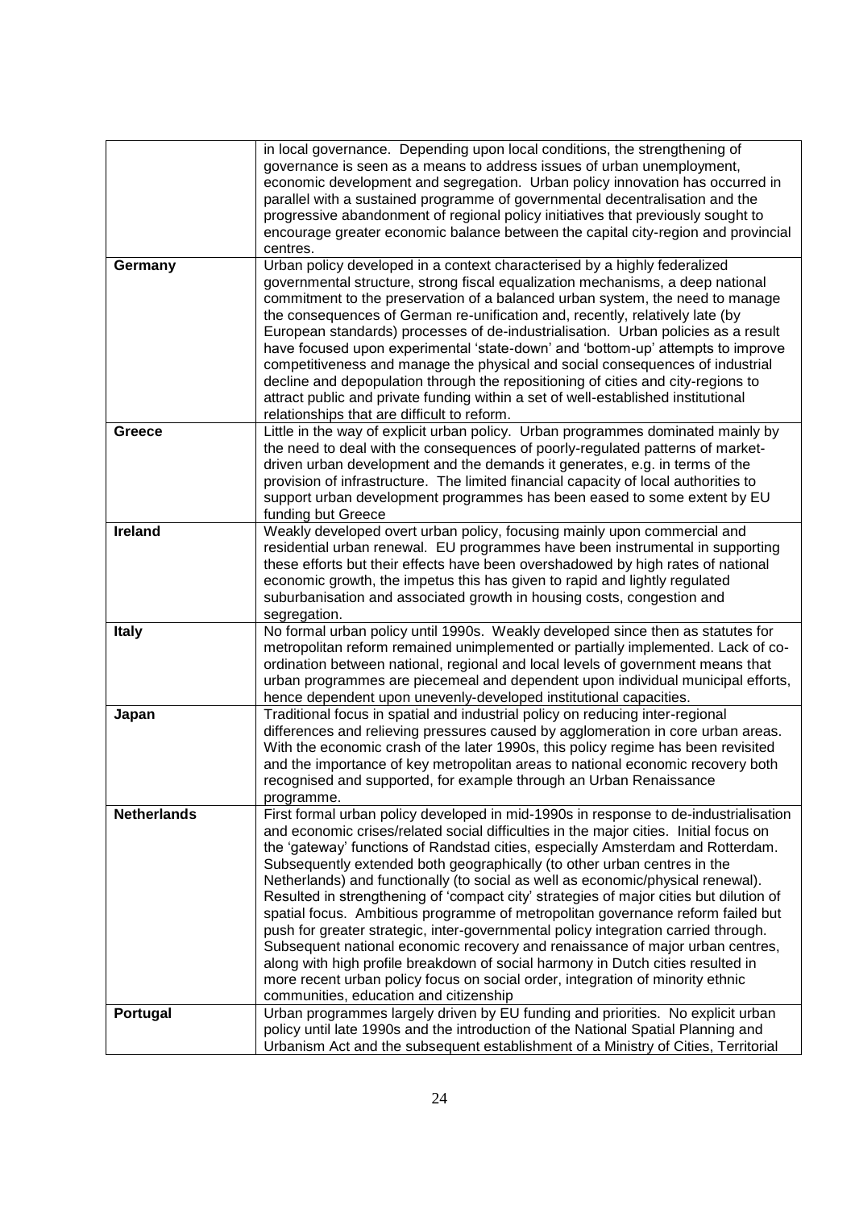| | |
|---|---|
| | in local governance. Depending upon local conditions, the strengthening of governance is seen as a means to address issues of urban unemployment, economic development and segregation. Urban policy innovation has occurred in parallel with a sustained programme of governmental decentralisation and the progressive abandonment of regional policy initiatives that previously sought to encourage greater economic balance between the capital city-region and provincial centres. |
| **Germany** | Urban policy developed in a context characterised by a highly federalized governmental structure, strong fiscal equalization mechanisms, a deep national commitment to the preservation of a balanced urban system, the need to manage the consequences of German re-unification and, recently, relatively late (by European standards) processes of de-industrialisation. Urban policies as a result have focused upon experimental 'state-down' and 'bottom-up' attempts to improve competitiveness and manage the physical and social consequences of industrial decline and depopulation through the repositioning of cities and city-regions to attract public and private funding within a set of well-established institutional relationships that are difficult to reform. |
| **Greece** | Little in the way of explicit urban policy. Urban programmes dominated mainly by the need to deal with the consequences of poorly-regulated patterns of market-driven urban development and the demands it generates, e.g. in terms of the provision of infrastructure. The limited financial capacity of local authorities to support urban development programmes has been eased to some extent by EU funding but Greece |
| **Ireland** | Weakly developed overt urban policy, focusing mainly upon commercial and residential urban renewal. EU programmes have been instrumental in supporting these efforts but their effects have been overshadowed by high rates of national economic growth, the impetus this has given to rapid and lightly regulated suburbanisation and associated growth in housing costs, congestion and segregation. |
| **Italy** | No formal urban policy until 1990s. Weakly developed since then as statutes for metropolitan reform remained unimplemented or partially implemented. Lack of co-ordination between national, regional and local levels of government means that urban programmes are piecemeal and dependent upon individual municipal efforts, hence dependent upon unevenly-developed institutional capacities. |
| **Japan** | Traditional focus in spatial and industrial policy on reducing inter-regional differences and relieving pressures caused by agglomeration in core urban areas. With the economic crash of the later 1990s, this policy regime has been revisited and the importance of key metropolitan areas to national economic recovery both recognised and supported, for example through an Urban Renaissance programme. |
| **Netherlands** | First formal urban policy developed in mid-1990s in response to de-industrialisation and economic crises/related social difficulties in the major cities. Initial focus on the 'gateway' functions of Randstad cities, especially Amsterdam and Rotterdam. Subsequently extended both geographically (to other urban centres in the Netherlands) and functionally (to social as well as economic/physical renewal). Resulted in strengthening of 'compact city' strategies of major cities but dilution of spatial focus. Ambitious programme of metropolitan governance reform failed but push for greater strategic, inter-governmental policy integration carried through. Subsequent national economic recovery and renaissance of major urban centres, along with high profile breakdown of social harmony in Dutch cities resulted in more recent urban policy focus on social order, integration of minority ethnic communities, education and citizenship |
| **Portugal** | Urban programmes largely driven by EU funding and priorities. No explicit urban policy until late 1990s and the introduction of the National Spatial Planning and Urbanism Act and the subsequent establishment of a Ministry of Cities, Territorial |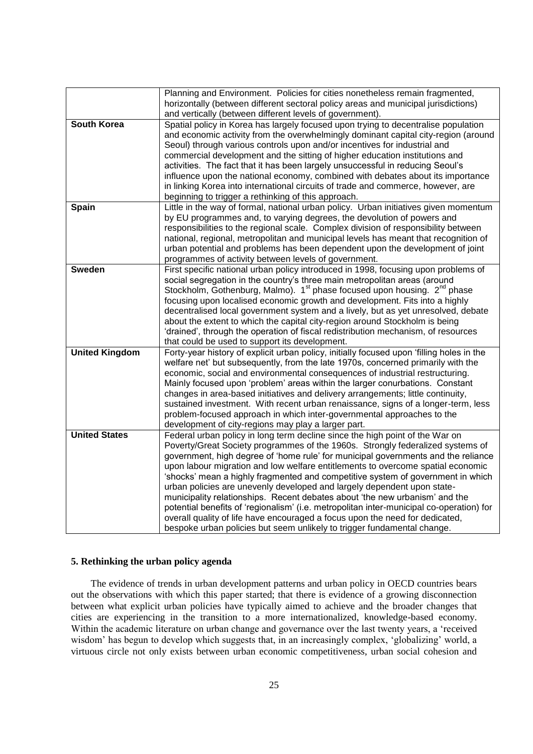| | |
|---|---|
| | Planning and Environment. Policies for cities nonetheless remain fragmented, horizontally (between different sectoral policy areas and municipal jurisdictions) and vertically (between different levels of government). |
| **South Korea** | Spatial policy in Korea has largely focused upon trying to decentralise population and economic activity from the overwhelmingly dominant capital city-region (around Seoul) through various controls upon and/or incentives for industrial and commercial development and the sitting of higher education institutions and activities. The fact that it has been largely unsuccessful in reducing Seoul's influence upon the national economy, combined with debates about its importance in linking Korea into international circuits of trade and commerce, however, are beginning to trigger a rethinking of this approach. |
| **Spain** | Little in the way of formal, national urban policy. Urban initiatives given momentum by EU programmes and, to varying degrees, the devolution of powers and responsibilities to the regional scale. Complex division of responsibility between national, regional, metropolitan and municipal levels has meant that recognition of urban potential and problems has been dependent upon the development of joint programmes of activity between levels of government. |
| **Sweden** | First specific national urban policy introduced in 1998, focusing upon problems of social segregation in the country's three main metropolitan areas (around Stockholm, Gothenburg, Malmo). 1st phase focused upon housing. 2nd phase focusing upon localised economic growth and development. Fits into a highly decentralised local government system and a lively, but as yet unresolved, debate about the extent to which the capital city-region around Stockholm is being 'drained', through the operation of fiscal redistribution mechanism, of resources that could be used to support its development. |
| **United Kingdom** | Forty-year history of explicit urban policy, initially focused upon 'filling holes in the welfare net' but subsequently, from the late 1970s, concerned primarily with the economic, social and environmental consequences of industrial restructuring. Mainly focused upon 'problem' areas within the larger conurbations. Constant changes in area-based initiatives and delivery arrangements; little continuity, sustained investment. With recent urban renaissance, signs of a longer-term, less problem-focused approach in which inter-governmental approaches to the development of city-regions may play a larger part. |
| **United States** | Federal urban policy in long term decline since the high point of the War on Poverty/Great Society programmes of the 1960s. Strongly federalized systems of government, high degree of 'home rule' for municipal governments and the reliance upon labour migration and low welfare entitlements to overcome spatial economic 'shocks' mean a highly fragmented and competitive system of government in which urban policies are unevenly developed and largely dependent upon state-municipality relationships. Recent debates about 'the new urbanism' and the potential benefits of 'regionalism' (i.e. metropolitan inter-municipal co-operation) for overall quality of life have encouraged a focus upon the need for dedicated, bespoke urban policies but seem unlikely to trigger fundamental change. |

## 5. Rethinking the urban policy agenda

The evidence of trends in urban development patterns and urban policy in OECD countries bears out the observations with which this paper started; that there is evidence of a growing disconnection between what explicit urban policies have typically aimed to achieve and the broader changes that cities are experiencing in the transition to a more internationalized, knowledge-based economy. Within the academic literature on urban change and governance over the last twenty years, a 'received wisdom' has begun to develop which suggests that, in an increasingly complex, 'globalizing' world, a virtuous circle not only exists between urban economic competitiveness, urban social cohesion and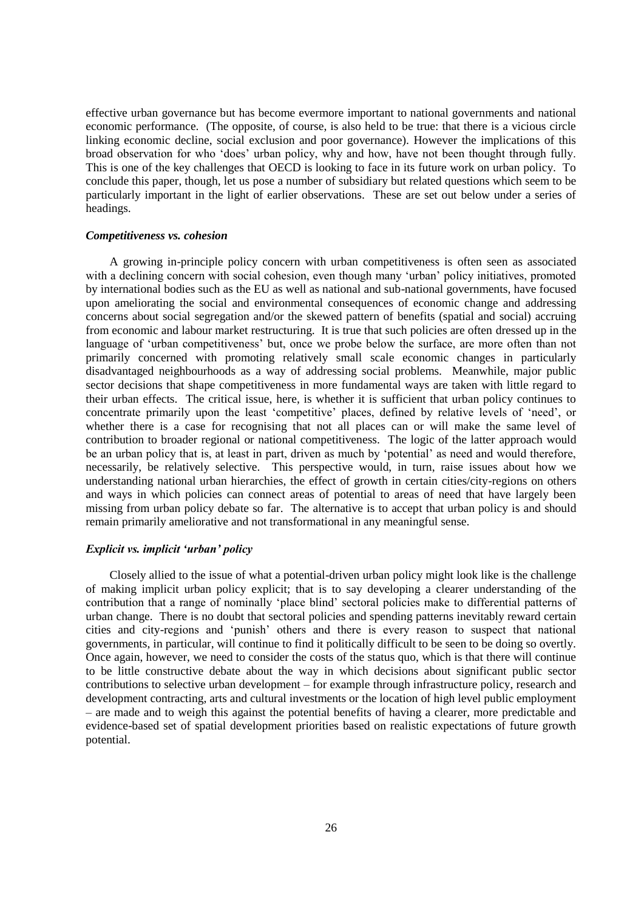effective urban governance but has become evermore important to national governments and national economic performance. (The opposite, of course, is also held to be true: that there is a vicious circle linking economic decline, social exclusion and poor governance). However the implications of this broad observation for who 'does' urban policy, why and how, have not been thought through fully. This is one of the key challenges that OECD is looking to face in its future work on urban policy. To conclude this paper, though, let us pose a number of subsidiary but related questions which seem to be particularly important in the light of earlier observations. These are set out below under a series of headings.

### *Competitiveness vs. cohesion*

A growing in-principle policy concern with urban competitiveness is often seen as associated with a declining concern with social cohesion, even though many 'urban' policy initiatives, promoted by international bodies such as the EU as well as national and sub-national governments, have focused upon ameliorating the social and environmental consequences of economic change and addressing concerns about social segregation and/or the skewed pattern of benefits (spatial and social) accruing from economic and labour market restructuring. It is true that such policies are often dressed up in the language of 'urban competitiveness' but, once we probe below the surface, are more often than not primarily concerned with promoting relatively small scale economic changes in particularly disadvantaged neighbourhoods as a way of addressing social problems. Meanwhile, major public sector decisions that shape competitiveness in more fundamental ways are taken with little regard to their urban effects. The critical issue, here, is whether it is sufficient that urban policy continues to concentrate primarily upon the least 'competitive' places, defined by relative levels of 'need', or whether there is a case for recognising that not all places can or will make the same level of contribution to broader regional or national competitiveness. The logic of the latter approach would be an urban policy that is, at least in part, driven as much by 'potential' as need and would therefore, necessarily, be relatively selective. This perspective would, in turn, raise issues about how we understanding national urban hierarchies, the effect of growth in certain cities/city-regions on others and ways in which policies can connect areas of potential to areas of need that have largely been missing from urban policy debate so far. The alternative is to accept that urban policy is and should remain primarily ameliorative and not transformational in any meaningful sense.

### *Explicit vs. implicit 'urban' policy*

Closely allied to the issue of what a potential-driven urban policy might look like is the challenge of making implicit urban policy explicit; that is to say developing a clearer understanding of the contribution that a range of nominally 'place blind' sectoral policies make to differential patterns of urban change. There is no doubt that sectoral policies and spending patterns inevitably reward certain cities and city-regions and 'punish' others and there is every reason to suspect that national governments, in particular, will continue to find it politically difficult to be seen to be doing so overtly. Once again, however, we need to consider the costs of the status quo, which is that there will continue to be little constructive debate about the way in which decisions about significant public sector contributions to selective urban development – for example through infrastructure policy, research and development contracting, arts and cultural investments or the location of high level public employment – are made and to weigh this against the potential benefits of having a clearer, more predictable and evidence-based set of spatial development priorities based on realistic expectations of future growth potential.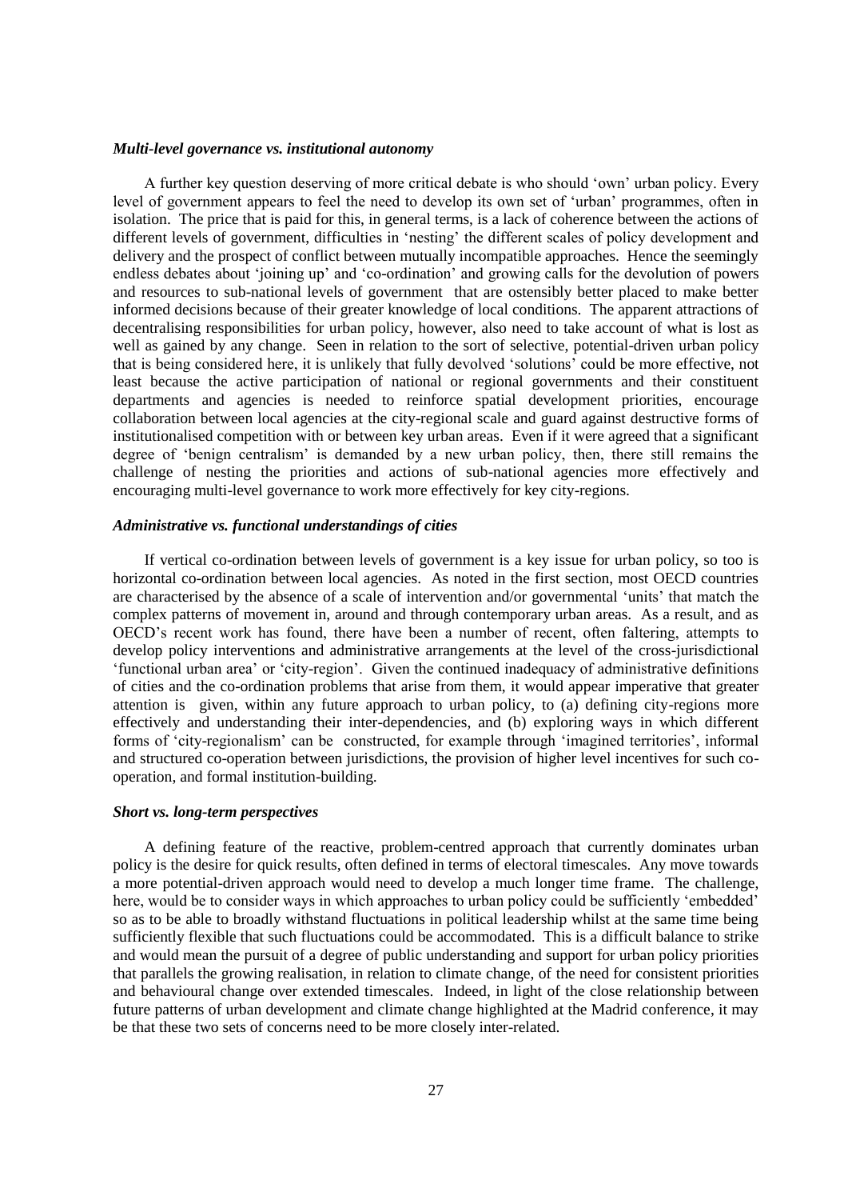### *Multi-level governance vs. institutional autonomy*

A further key question deserving of more critical debate is who should 'own' urban policy. Every level of government appears to feel the need to develop its own set of 'urban' programmes, often in isolation. The price that is paid for this, in general terms, is a lack of coherence between the actions of different levels of government, difficulties in 'nesting' the different scales of policy development and delivery and the prospect of conflict between mutually incompatible approaches. Hence the seemingly endless debates about 'joining up' and 'co-ordination' and growing calls for the devolution of powers and resources to sub-national levels of government that are ostensibly better placed to make better informed decisions because of their greater knowledge of local conditions. The apparent attractions of decentralising responsibilities for urban policy, however, also need to take account of what is lost as well as gained by any change. Seen in relation to the sort of selective, potential-driven urban policy that is being considered here, it is unlikely that fully devolved 'solutions' could be more effective, not least because the active participation of national or regional governments and their constituent departments and agencies is needed to reinforce spatial development priorities, encourage collaboration between local agencies at the city-regional scale and guard against destructive forms of institutionalised competition with or between key urban areas. Even if it were agreed that a significant degree of 'benign centralism' is demanded by a new urban policy, then, there still remains the challenge of nesting the priorities and actions of sub-national agencies more effectively and encouraging multi-level governance to work more effectively for key city-regions.

### *Administrative vs. functional understandings of cities*

If vertical co-ordination between levels of government is a key issue for urban policy, so too is horizontal co-ordination between local agencies. As noted in the first section, most OECD countries are characterised by the absence of a scale of intervention and/or governmental 'units' that match the complex patterns of movement in, around and through contemporary urban areas. As a result, and as OECD's recent work has found, there have been a number of recent, often faltering, attempts to develop policy interventions and administrative arrangements at the level of the cross-jurisdictional 'functional urban area' or 'city-region'. Given the continued inadequacy of administrative definitions of cities and the co-ordination problems that arise from them, it would appear imperative that greater attention is given, within any future approach to urban policy, to (a) defining city-regions more effectively and understanding their inter-dependencies, and (b) exploring ways in which different forms of 'city-regionalism' can be constructed, for example through 'imagined territories', informal and structured co-operation between jurisdictions, the provision of higher level incentives for such co-operation, and formal institution-building.

### *Short vs. long-term perspectives*

A defining feature of the reactive, problem-centred approach that currently dominates urban policy is the desire for quick results, often defined in terms of electoral timescales. Any move towards a more potential-driven approach would need to develop a much longer time frame. The challenge, here, would be to consider ways in which approaches to urban policy could be sufficiently 'embedded' so as to be able to broadly withstand fluctuations in political leadership whilst at the same time being sufficiently flexible that such fluctuations could be accommodated. This is a difficult balance to strike and would mean the pursuit of a degree of public understanding and support for urban policy priorities that parallels the growing realisation, in relation to climate change, of the need for consistent priorities and behavioural change over extended timescales. Indeed, in light of the close relationship between future patterns of urban development and climate change highlighted at the Madrid conference, it may be that these two sets of concerns need to be more closely inter-related.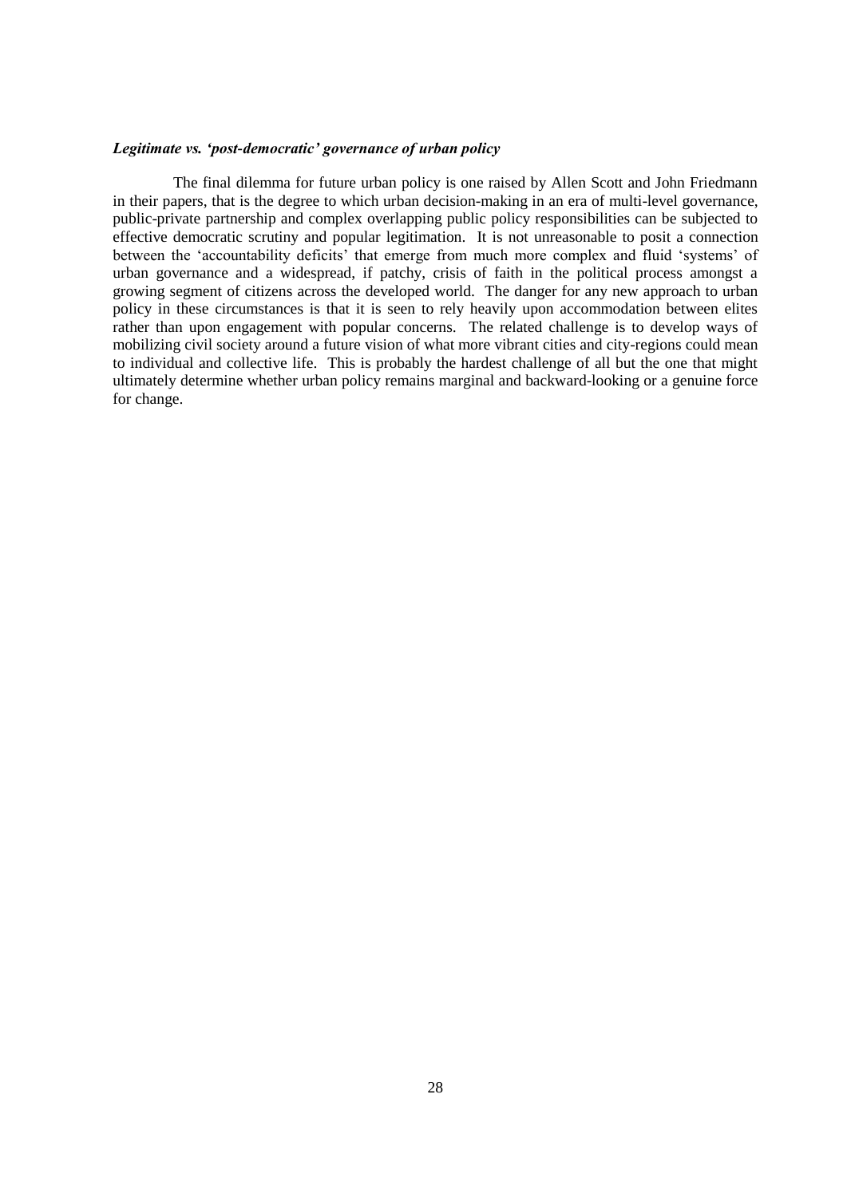### *Legitimate vs. 'post-democratic' governance of urban policy*

The final dilemma for future urban policy is one raised by Allen Scott and John Friedmann in their papers, that is the degree to which urban decision-making in an era of multi-level governance, public-private partnership and complex overlapping public policy responsibilities can be subjected to effective democratic scrutiny and popular legitimation. It is not unreasonable to posit a connection between the 'accountability deficits' that emerge from much more complex and fluid 'systems' of urban governance and a widespread, if patchy, crisis of faith in the political process amongst a growing segment of citizens across the developed world. The danger for any new approach to urban policy in these circumstances is that it is seen to rely heavily upon accommodation between elites rather than upon engagement with popular concerns. The related challenge is to develop ways of mobilizing civil society around a future vision of what more vibrant cities and city-regions could mean to individual and collective life. This is probably the hardest challenge of all but the one that might ultimately determine whether urban policy remains marginal and backward-looking or a genuine force for change.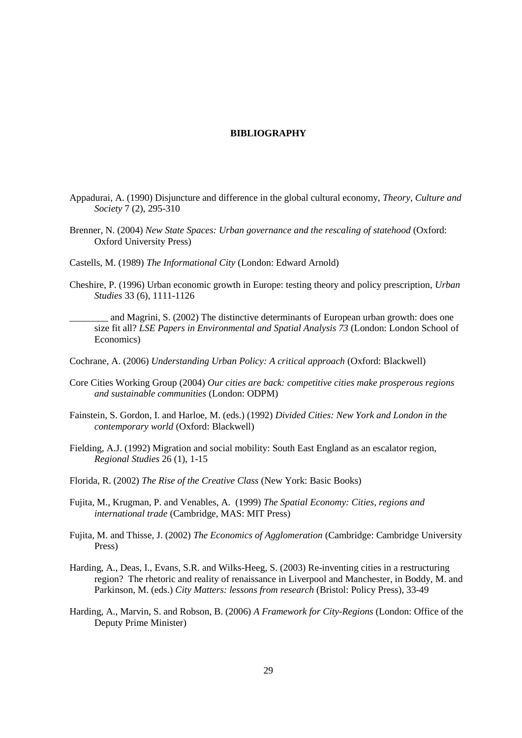# BIBLIOGRAPHY

Appadurai, A. (1990) Disjuncture and difference in the global cultural economy, *Theory, Culture and Society* 7 (2), 295-310

Brenner, N. (2004) *New State Spaces: Urban governance and the rescaling of statehood* (Oxford: Oxford University Press)

Castells, M. (1989) *The Informational City* (London: Edward Arnold)

Cheshire, P. (1996) Urban economic growth in Europe: testing theory and policy prescription, *Urban Studies* 33 (6), 1111-1126

________ and Magrini, S. (2002) The distinctive determinants of European urban growth: does one size fit all? *LSE Papers in Environmental and Spatial Analysis 73* (London: London School of Economics)

Cochrane, A. (2006) *Understanding Urban Policy: A critical approach* (Oxford: Blackwell)

Core Cities Working Group (2004) *Our cities are back: competitive cities make prosperous regions and sustainable communities* (London: ODPM)

Fainstein, S. Gordon, I. and Harloe, M. (eds.) (1992) *Divided Cities: New York and London in the contemporary world* (Oxford: Blackwell)

Fielding, A.J. (1992) Migration and social mobility: South East England as an escalator region, *Regional Studies* 26 (1), 1-15

Florida, R. (2002) *The Rise of the Creative Class* (New York: Basic Books)

Fujita, M., Krugman, P. and Venables, A. (1999) *The Spatial Economy: Cities, regions and international trade* (Cambridge, MAS: MIT Press)

Fujita, M. and Thisse, J. (2002) *The Economics of Agglomeration* (Cambridge: Cambridge University Press)

Harding, A., Deas, I., Evans, S.R. and Wilks-Heeg, S. (2003) Re-inventing cities in a restructuring region? The rhetoric and reality of renaissance in Liverpool and Manchester, in Boddy, M. and Parkinson, M. (eds.) *City Matters: lessons from research* (Bristol: Policy Press), 33-49

Harding, A., Marvin, S. and Robson, B. (2006) *A Framework for City-Regions* (London: Office of the Deputy Prime Minister)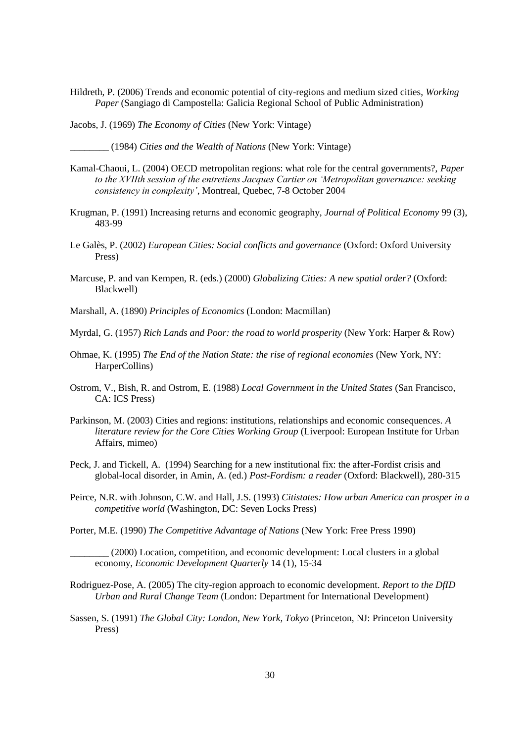Hildreth, P. (2006) Trends and economic potential of city-regions and medium sized cities, *Working Paper* (Sangiago di Campostella: Galicia Regional School of Public Administration)

Jacobs, J. (1969) *The Economy of Cities* (New York: Vintage)

________ (1984) *Cities and the Wealth of Nations* (New York: Vintage)

Kamal-Chaoui, L. (2004) OECD metropolitan regions: what role for the central governments?, *Paper to the XVIIth session of the entretiens Jacques Cartier on 'Metropolitan governance: seeking consistency in complexity'*, Montreal, Quebec, 7-8 October 2004

Krugman, P. (1991) Increasing returns and economic geography, *Journal of Political Economy* 99 (3), 483-99

Le Galès, P. (2002) *European Cities: Social conflicts and governance* (Oxford: Oxford University Press)

Marcuse, P. and van Kempen, R. (eds.) (2000) *Globalizing Cities: A new spatial order?* (Oxford: Blackwell)

Marshall, A. (1890) *Principles of Economics* (London: Macmillan)

Myrdal, G. (1957) *Rich Lands and Poor: the road to world prosperity* (New York: Harper & Row)

Ohmae, K. (1995) *The End of the Nation State: the rise of regional economies* (New York, NY: HarperCollins)

Ostrom, V., Bish, R. and Ostrom, E. (1988) *Local Government in the United States* (San Francisco, CA: ICS Press)

Parkinson, M. (2003) Cities and regions: institutions, relationships and economic consequences. *A literature review for the Core Cities Working Group* (Liverpool: European Institute for Urban Affairs, mimeo)

Peck, J. and Tickell, A. (1994) Searching for a new institutional fix: the after-Fordist crisis and global-local disorder, in Amin, A. (ed.) *Post-Fordism: a reader* (Oxford: Blackwell), 280-315

Peirce, N.R. with Johnson, C.W. and Hall, J.S. (1993) *Citistates: How urban America can prosper in a competitive world* (Washington, DC: Seven Locks Press)

Porter, M.E. (1990) *The Competitive Advantage of Nations* (New York: Free Press 1990)

________ (2000) Location, competition, and economic development: Local clusters in a global economy, *Economic Development Quarterly* 14 (1), 15-34

Rodriguez-Pose, A. (2005) The city-region approach to economic development. *Report to the DfID Urban and Rural Change Team* (London: Department for International Development)

Sassen, S. (1991) *The Global City: London, New York, Tokyo* (Princeton, NJ: Princeton University Press)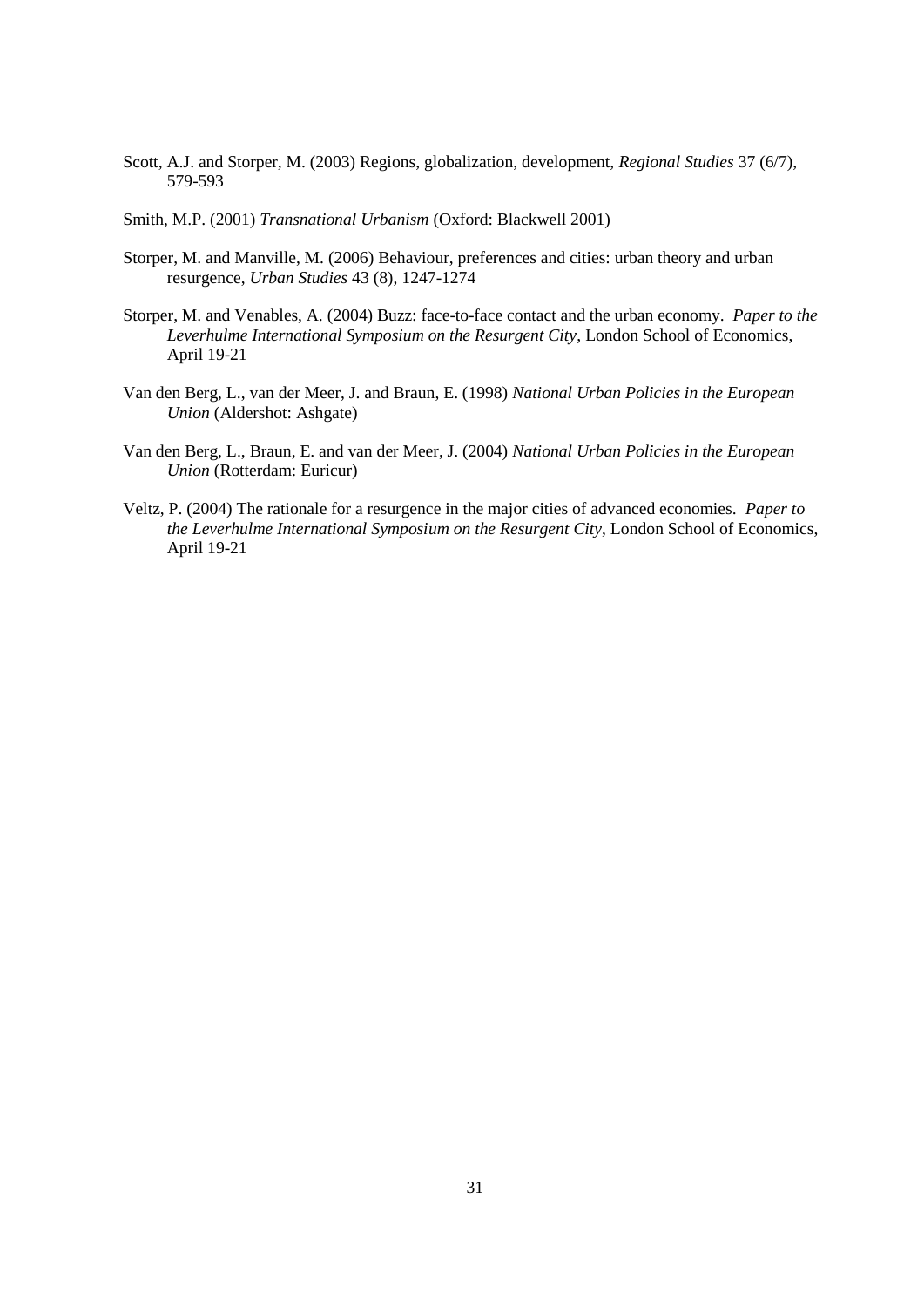Scott, A.J. and Storper, M. (2003) Regions, globalization, development, *Regional Studies* 37 (6/7), 579-593

Smith, M.P. (2001) *Transnational Urbanism* (Oxford: Blackwell 2001)

Storper, M. and Manville, M. (2006) Behaviour, preferences and cities: urban theory and urban resurgence, *Urban Studies* 43 (8), 1247-1274

Storper, M. and Venables, A. (2004) Buzz: face-to-face contact and the urban economy. *Paper to the Leverhulme International Symposium on the Resurgent City*, London School of Economics, April 19-21

Van den Berg, L., van der Meer, J. and Braun, E. (1998) *National Urban Policies in the European Union* (Aldershot: Ashgate)

Van den Berg, L., Braun, E. and van der Meer, J. (2004) *National Urban Policies in the European Union* (Rotterdam: Euricur)

Veltz, P. (2004) The rationale for a resurgence in the major cities of advanced economies. *Paper to the Leverhulme International Symposium on the Resurgent City*, London School of Economics, April 19-21